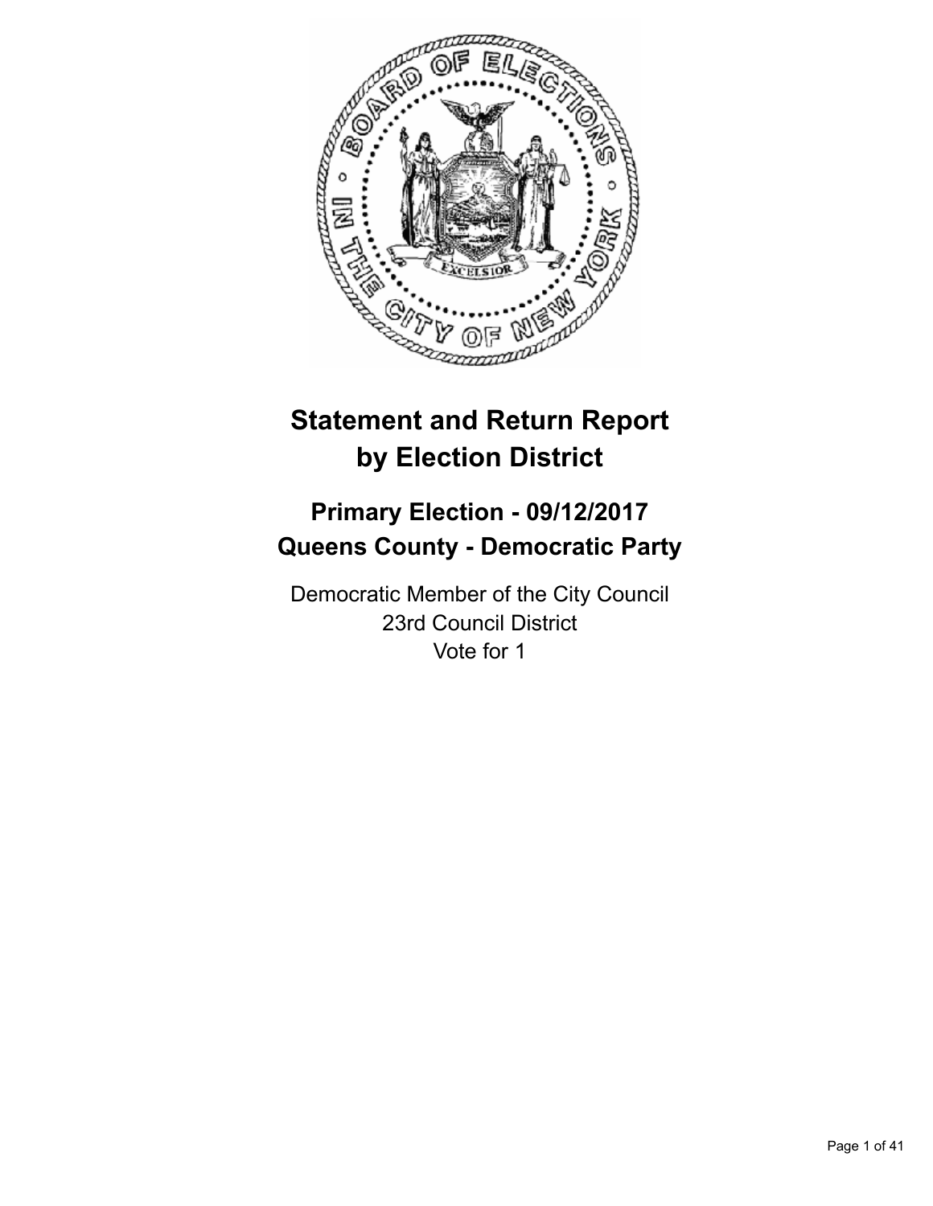# Statement and Return Report by Election District

## Primary Election - 09/12/2017
## Queens County - Democratic Party

Democratic Member of the City Council
23rd Council District
Vote for 1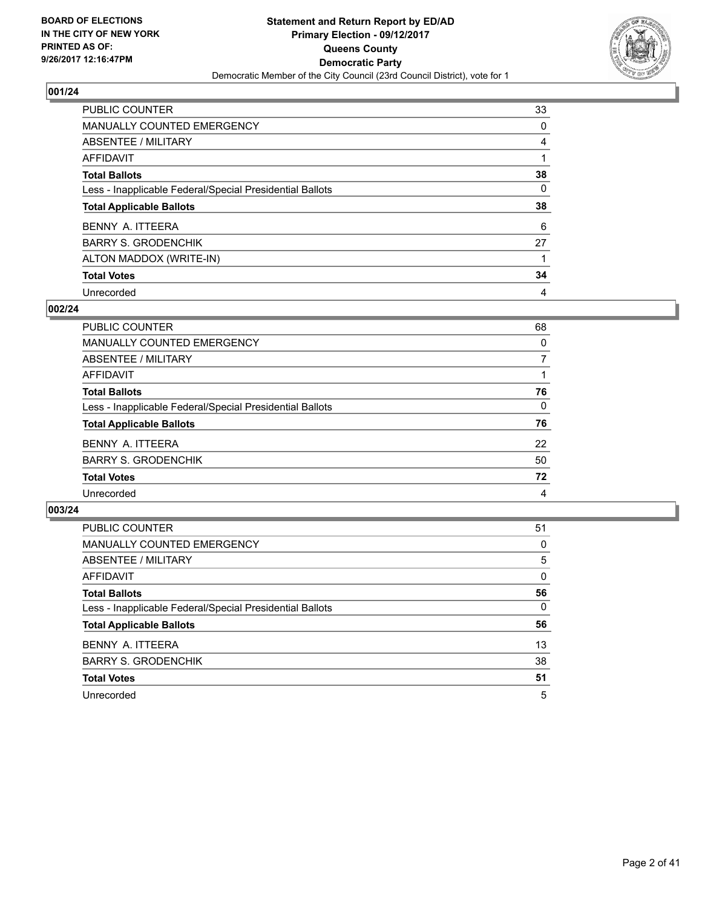**BOARD OF ELECTIONS IN THE CITY OF NEW YORK PRINTED AS OF: 9/26/2017 12:16:47PM**

**Statement and Return Report by ED/AD**
**Primary Election - 09/12/2017**
**Queens County**
**Democratic Party**
Democratic Member of the City Council (23rd Council District), vote for 1

## 001/24

| | |
|---|---|
| PUBLIC COUNTER | 33 |
| MANUALLY COUNTED EMERGENCY | 0 |
| ABSENTEE / MILITARY | 4 |
| AFFIDAVIT | 1 |
| **Total Ballots** | **38** |
| Less - Inapplicable Federal/Special Presidential Ballots | 0 |
| **Total Applicable Ballots** | **38** |
| BENNY A. ITTEERA | 6 |
| BARRY S. GRODENCHIK | 27 |
| ALTON MADDOX (WRITE-IN) | 1 |
| **Total Votes** | **34** |
| Unrecorded | 4 |

## 002/24

| | |
|---|---|
| PUBLIC COUNTER | 68 |
| MANUALLY COUNTED EMERGENCY | 0 |
| ABSENTEE / MILITARY | 7 |
| AFFIDAVIT | 1 |
| **Total Ballots** | **76** |
| Less - Inapplicable Federal/Special Presidential Ballots | 0 |
| **Total Applicable Ballots** | **76** |
| BENNY A. ITTEERA | 22 |
| BARRY S. GRODENCHIK | 50 |
| **Total Votes** | **72** |
| Unrecorded | 4 |

## 003/24

| | |
|---|---|
| PUBLIC COUNTER | 51 |
| MANUALLY COUNTED EMERGENCY | 0 |
| ABSENTEE / MILITARY | 5 |
| AFFIDAVIT | 0 |
| **Total Ballots** | **56** |
| Less - Inapplicable Federal/Special Presidential Ballots | 0 |
| **Total Applicable Ballots** | **56** |
| BENNY A. ITTEERA | 13 |
| BARRY S. GRODENCHIK | 38 |
| **Total Votes** | **51** |
| Unrecorded | 5 |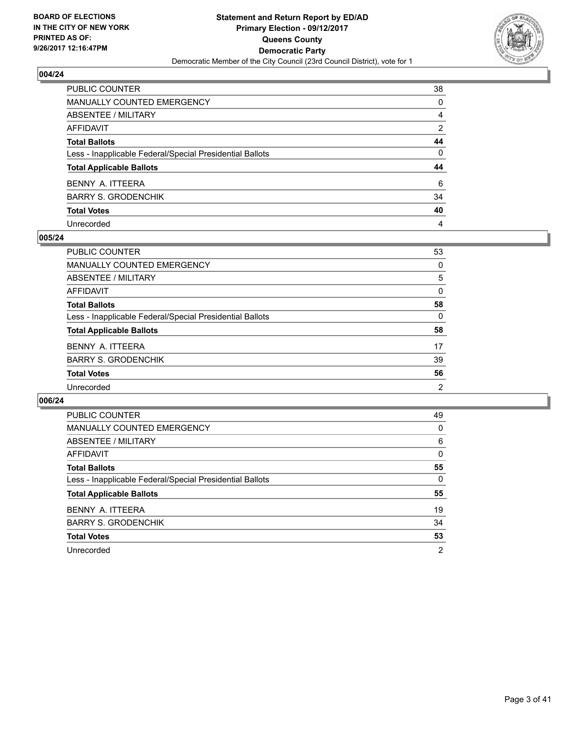**BOARD OF ELECTIONS IN THE CITY OF NEW YORK PRINTED AS OF: 9/26/2017 12:16:47PM**

**Statement and Return Report by ED/AD**
**Primary Election - 09/12/2017**
**Queens County**
**Democratic Party**
Democratic Member of the City Council (23rd Council District), vote for 1

## 004/24

| | |
|---|---|
| PUBLIC COUNTER | 38 |
| MANUALLY COUNTED EMERGENCY | 0 |
| ABSENTEE / MILITARY | 4 |
| AFFIDAVIT | 2 |
| **Total Ballots** | **44** |
| Less - Inapplicable Federal/Special Presidential Ballots | 0 |
| **Total Applicable Ballots** | **44** |
| BENNY A. ITTEERA | 6 |
| BARRY S. GRODENCHIK | 34 |
| **Total Votes** | **40** |
| Unrecorded | 4 |

## 005/24

| | |
|---|---|
| PUBLIC COUNTER | 53 |
| MANUALLY COUNTED EMERGENCY | 0 |
| ABSENTEE / MILITARY | 5 |
| AFFIDAVIT | 0 |
| **Total Ballots** | **58** |
| Less - Inapplicable Federal/Special Presidential Ballots | 0 |
| **Total Applicable Ballots** | **58** |
| BENNY A. ITTEERA | 17 |
| BARRY S. GRODENCHIK | 39 |
| **Total Votes** | **56** |
| Unrecorded | 2 |

## 006/24

| | |
|---|---|
| PUBLIC COUNTER | 49 |
| MANUALLY COUNTED EMERGENCY | 0 |
| ABSENTEE / MILITARY | 6 |
| AFFIDAVIT | 0 |
| **Total Ballots** | **55** |
| Less - Inapplicable Federal/Special Presidential Ballots | 0 |
| **Total Applicable Ballots** | **55** |
| BENNY A. ITTEERA | 19 |
| BARRY S. GRODENCHIK | 34 |
| **Total Votes** | **53** |
| Unrecorded | 2 |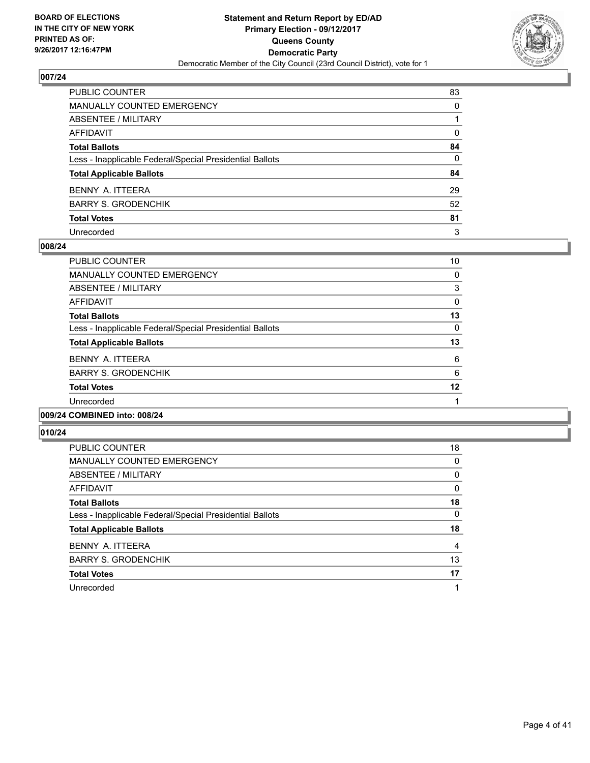## 007/24

| | |
|---|---|
| PUBLIC COUNTER | 83 |
| MANUALLY COUNTED EMERGENCY | 0 |
| ABSENTEE / MILITARY | 1 |
| AFFIDAVIT | 0 |
| **Total Ballots** | **84** |
| Less - Inapplicable Federal/Special Presidential Ballots | 0 |
| **Total Applicable Ballots** | **84** |
| BENNY A. ITTEERA | 29 |
| BARRY S. GRODENCHIK | 52 |
| **Total Votes** | **81** |
| Unrecorded | 3 |

## 008/24

| | |
|---|---|
| PUBLIC COUNTER | 10 |
| MANUALLY COUNTED EMERGENCY | 0 |
| ABSENTEE / MILITARY | 3 |
| AFFIDAVIT | 0 |
| **Total Ballots** | **13** |
| Less - Inapplicable Federal/Special Presidential Ballots | 0 |
| **Total Applicable Ballots** | **13** |
| BENNY A. ITTEERA | 6 |
| BARRY S. GRODENCHIK | 6 |
| **Total Votes** | **12** |
| Unrecorded | 1 |

## 009/24 COMBINED into: 008/24

## 010/24

| | |
|---|---|
| PUBLIC COUNTER | 18 |
| MANUALLY COUNTED EMERGENCY | 0 |
| ABSENTEE / MILITARY | 0 |
| AFFIDAVIT | 0 |
| **Total Ballots** | **18** |
| Less - Inapplicable Federal/Special Presidential Ballots | 0 |
| **Total Applicable Ballots** | **18** |
| BENNY A. ITTEERA | 4 |
| BARRY S. GRODENCHIK | 13 |
| **Total Votes** | **17** |
| Unrecorded | 1 |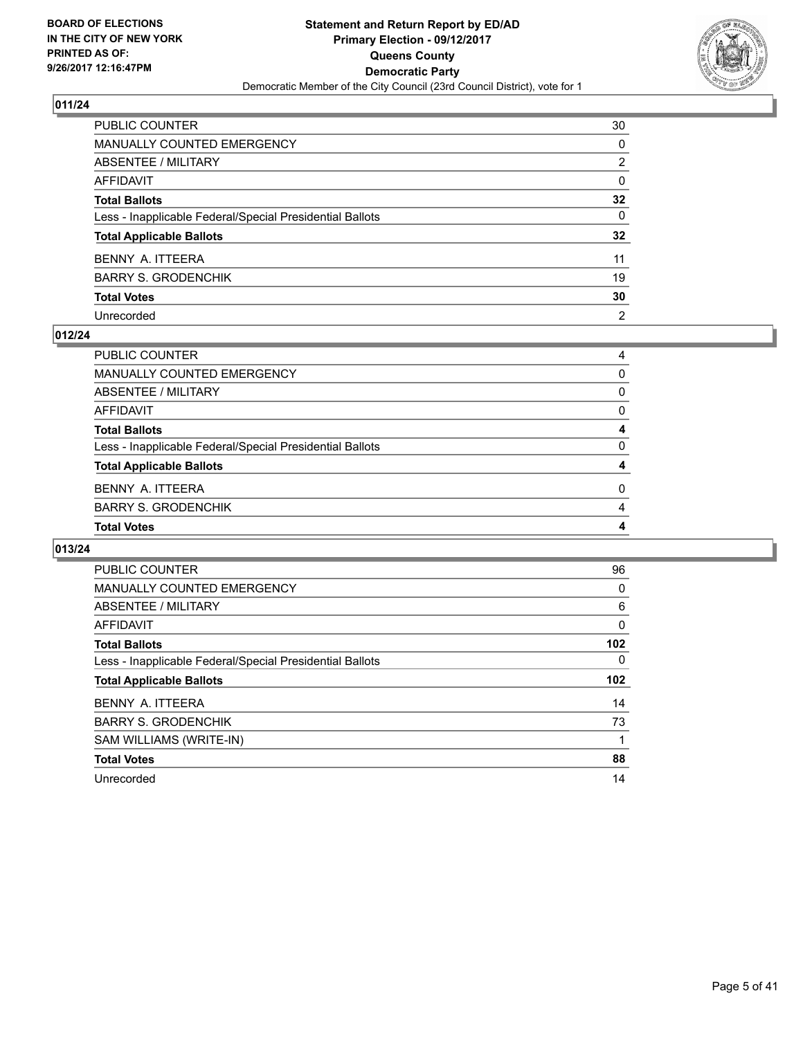**BOARD OF ELECTIONS IN THE CITY OF NEW YORK PRINTED AS OF: 9/26/2017 12:16:47PM**

**Statement and Return Report by ED/AD Primary Election - 09/12/2017 Queens County Democratic Party**

Democratic Member of the City Council (23rd Council District), vote for 1

## 011/24

| | |
|---|---|
| PUBLIC COUNTER | 30 |
| MANUALLY COUNTED EMERGENCY | 0 |
| ABSENTEE / MILITARY | 2 |
| AFFIDAVIT | 0 |
| **Total Ballots** | **32** |
| Less - Inapplicable Federal/Special Presidential Ballots | 0 |
| **Total Applicable Ballots** | **32** |
| BENNY A. ITTEERA | 11 |
| BARRY S. GRODENCHIK | 19 |
| **Total Votes** | **30** |
| Unrecorded | 2 |

## 012/24

| | |
|---|---|
| PUBLIC COUNTER | 4 |
| MANUALLY COUNTED EMERGENCY | 0 |
| ABSENTEE / MILITARY | 0 |
| AFFIDAVIT | 0 |
| **Total Ballots** | **4** |
| Less - Inapplicable Federal/Special Presidential Ballots | 0 |
| **Total Applicable Ballots** | **4** |
| BENNY A. ITTEERA | 0 |
| BARRY S. GRODENCHIK | 4 |
| **Total Votes** | **4** |

## 013/24

| | |
|---|---|
| PUBLIC COUNTER | 96 |
| MANUALLY COUNTED EMERGENCY | 0 |
| ABSENTEE / MILITARY | 6 |
| AFFIDAVIT | 0 |
| **Total Ballots** | **102** |
| Less - Inapplicable Federal/Special Presidential Ballots | 0 |
| **Total Applicable Ballots** | **102** |
| BENNY A. ITTEERA | 14 |
| BARRY S. GRODENCHIK | 73 |
| SAM WILLIAMS (WRITE-IN) | 1 |
| **Total Votes** | **88** |
| Unrecorded | 14 |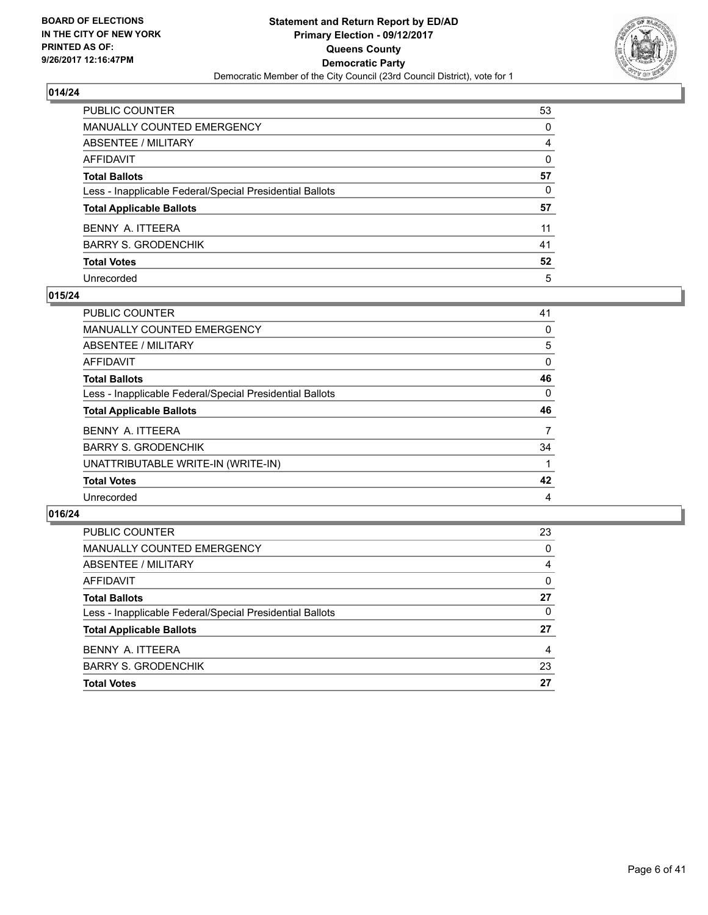**BOARD OF ELECTIONS IN THE CITY OF NEW YORK PRINTED AS OF: 9/26/2017 12:16:47PM**

**Statement and Return Report by ED/AD Primary Election - 09/12/2017 Queens County Democratic Party**

Democratic Member of the City Council (23rd Council District), vote for 1

## 014/24

| | |
|---|---|
| PUBLIC COUNTER | 53 |
| MANUALLY COUNTED EMERGENCY | 0 |
| ABSENTEE / MILITARY | 4 |
| AFFIDAVIT | 0 |
| **Total Ballots** | **57** |
| Less - Inapplicable Federal/Special Presidential Ballots | 0 |
| **Total Applicable Ballots** | **57** |
| BENNY A. ITTEERA | 11 |
| BARRY S. GRODENCHIK | 41 |
| **Total Votes** | **52** |
| Unrecorded | 5 |

## 015/24

| | |
|---|---|
| PUBLIC COUNTER | 41 |
| MANUALLY COUNTED EMERGENCY | 0 |
| ABSENTEE / MILITARY | 5 |
| AFFIDAVIT | 0 |
| **Total Ballots** | **46** |
| Less - Inapplicable Federal/Special Presidential Ballots | 0 |
| **Total Applicable Ballots** | **46** |
| BENNY A. ITTEERA | 7 |
| BARRY S. GRODENCHIK | 34 |
| UNATTRIBUTABLE WRITE-IN (WRITE-IN) | 1 |
| **Total Votes** | **42** |
| Unrecorded | 4 |

## 016/24

| | |
|---|---|
| PUBLIC COUNTER | 23 |
| MANUALLY COUNTED EMERGENCY | 0 |
| ABSENTEE / MILITARY | 4 |
| AFFIDAVIT | 0 |
| **Total Ballots** | **27** |
| Less - Inapplicable Federal/Special Presidential Ballots | 0 |
| **Total Applicable Ballots** | **27** |
| BENNY A. ITTEERA | 4 |
| BARRY S. GRODENCHIK | 23 |
| **Total Votes** | **27** |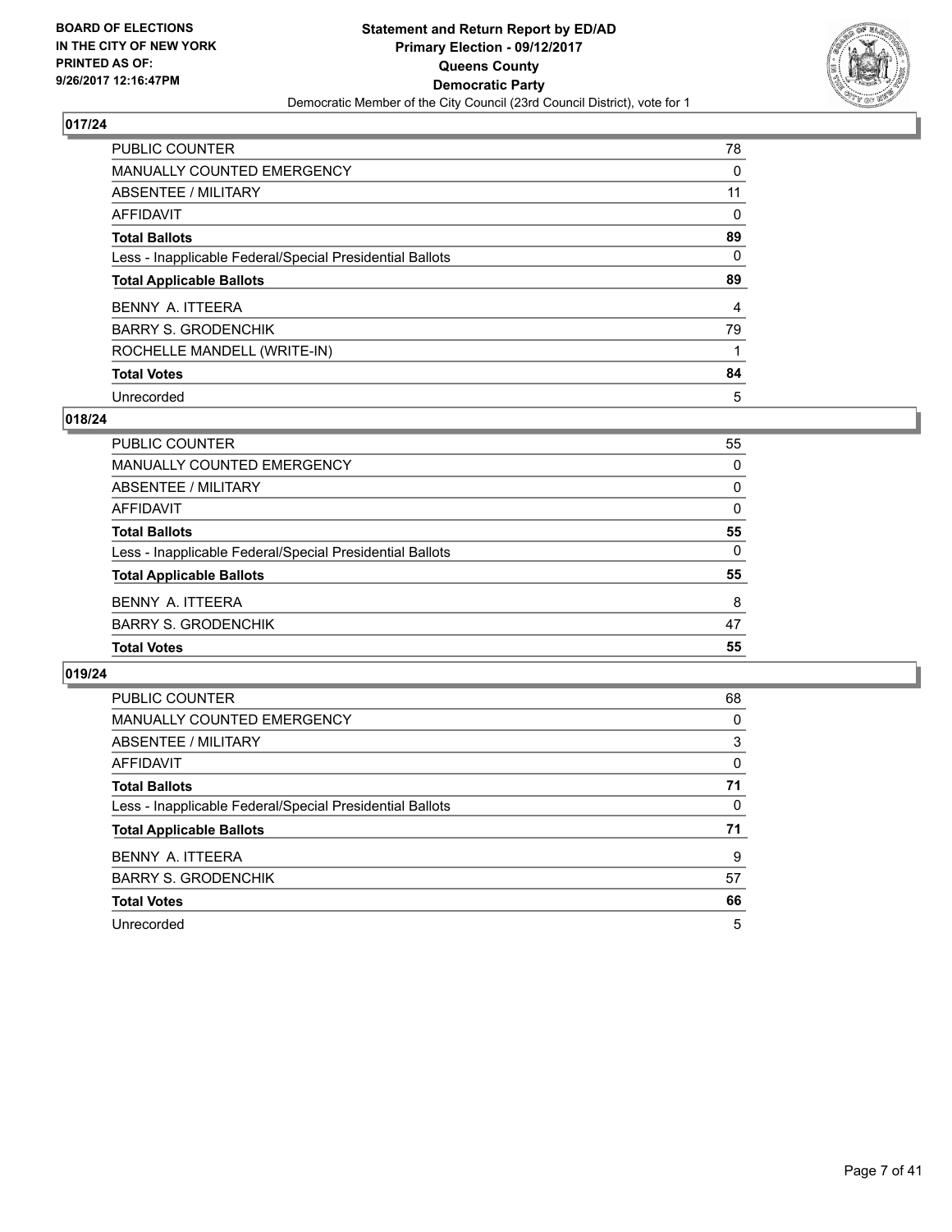## 017/24

| | |
|---|---|
| PUBLIC COUNTER | 78 |
| MANUALLY COUNTED EMERGENCY | 0 |
| ABSENTEE / MILITARY | 11 |
| AFFIDAVIT | 0 |
| **Total Ballots** | **89** |
| Less - Inapplicable Federal/Special Presidential Ballots | 0 |
| **Total Applicable Ballots** | **89** |
| BENNY A. ITTEERA | 4 |
| BARRY S. GRODENCHIK | 79 |
| ROCHELLE MANDELL (WRITE-IN) | 1 |
| **Total Votes** | **84** |
| Unrecorded | 5 |

## 018/24

| | |
|---|---|
| PUBLIC COUNTER | 55 |
| MANUALLY COUNTED EMERGENCY | 0 |
| ABSENTEE / MILITARY | 0 |
| AFFIDAVIT | 0 |
| **Total Ballots** | **55** |
| Less - Inapplicable Federal/Special Presidential Ballots | 0 |
| **Total Applicable Ballots** | **55** |
| BENNY A. ITTEERA | 8 |
| BARRY S. GRODENCHIK | 47 |
| **Total Votes** | **55** |

## 019/24

| | |
|---|---|
| PUBLIC COUNTER | 68 |
| MANUALLY COUNTED EMERGENCY | 0 |
| ABSENTEE / MILITARY | 3 |
| AFFIDAVIT | 0 |
| **Total Ballots** | **71** |
| Less - Inapplicable Federal/Special Presidential Ballots | 0 |
| **Total Applicable Ballots** | **71** |
| BENNY A. ITTEERA | 9 |
| BARRY S. GRODENCHIK | 57 |
| **Total Votes** | **66** |
| Unrecorded | 5 |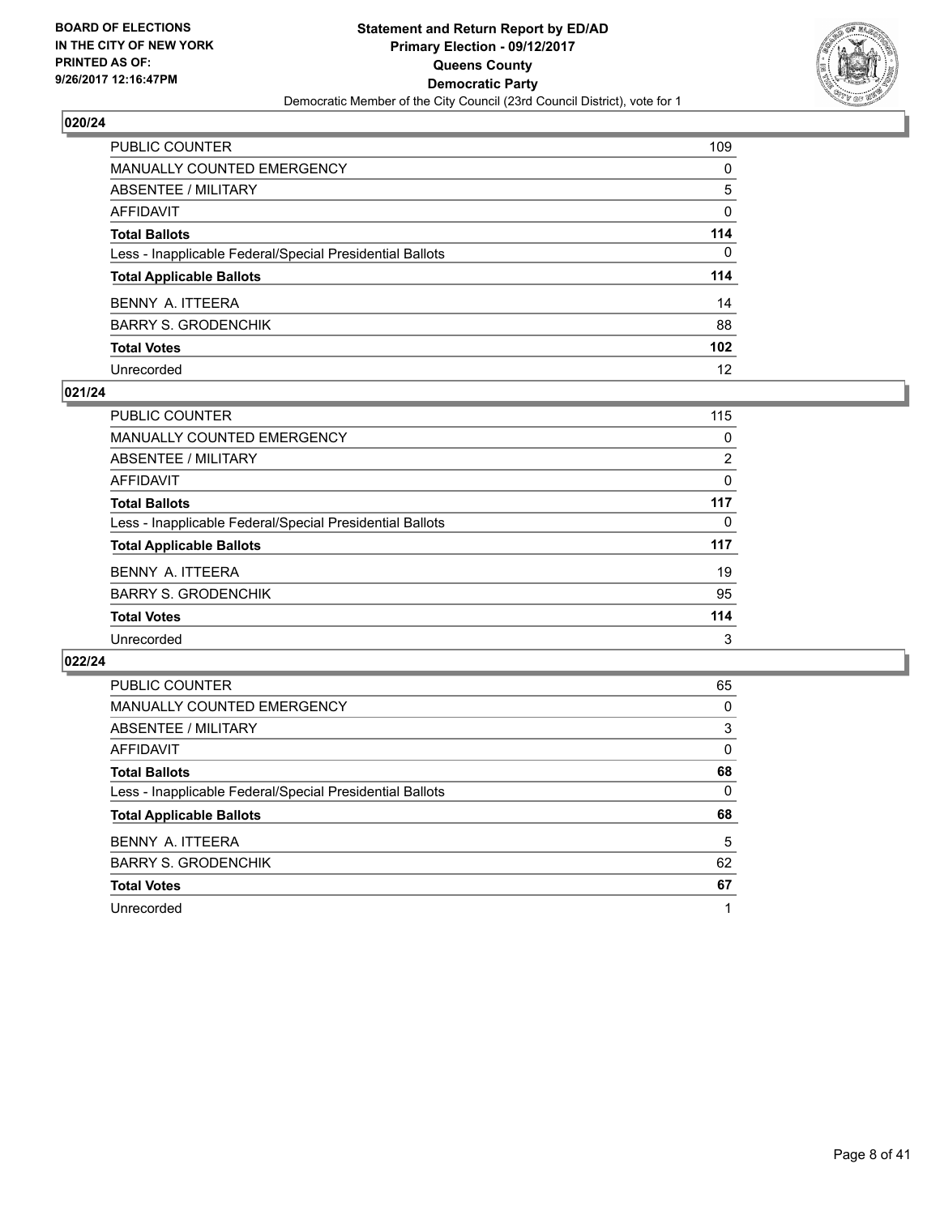BOARD OF ELECTIONS
IN THE CITY OF NEW YORK
PRINTED AS OF:
9/26/2017 12:16:47PM

**Statement and Return Report by ED/AD**
**Primary Election - 09/12/2017**
**Queens County**
**Democratic Party**
Democratic Member of the City Council (23rd Council District), vote for 1

### 020/24

| | |
|---|---|
| PUBLIC COUNTER | 109 |
| MANUALLY COUNTED EMERGENCY | 0 |
| ABSENTEE / MILITARY | 5 |
| AFFIDAVIT | 0 |
| **Total Ballots** | **114** |
| Less - Inapplicable Federal/Special Presidential Ballots | 0 |
| **Total Applicable Ballots** | **114** |
| BENNY A. ITTEERA | 14 |
| BARRY S. GRODENCHIK | 88 |
| **Total Votes** | **102** |
| Unrecorded | 12 |

### 021/24

| | |
|---|---|
| PUBLIC COUNTER | 115 |
| MANUALLY COUNTED EMERGENCY | 0 |
| ABSENTEE / MILITARY | 2 |
| AFFIDAVIT | 0 |
| **Total Ballots** | **117** |
| Less - Inapplicable Federal/Special Presidential Ballots | 0 |
| **Total Applicable Ballots** | **117** |
| BENNY A. ITTEERA | 19 |
| BARRY S. GRODENCHIK | 95 |
| **Total Votes** | **114** |
| Unrecorded | 3 |

### 022/24

| | |
|---|---|
| PUBLIC COUNTER | 65 |
| MANUALLY COUNTED EMERGENCY | 0 |
| ABSENTEE / MILITARY | 3 |
| AFFIDAVIT | 0 |
| **Total Ballots** | **68** |
| Less - Inapplicable Federal/Special Presidential Ballots | 0 |
| **Total Applicable Ballots** | **68** |
| BENNY A. ITTEERA | 5 |
| BARRY S. GRODENCHIK | 62 |
| **Total Votes** | **67** |
| Unrecorded | 1 |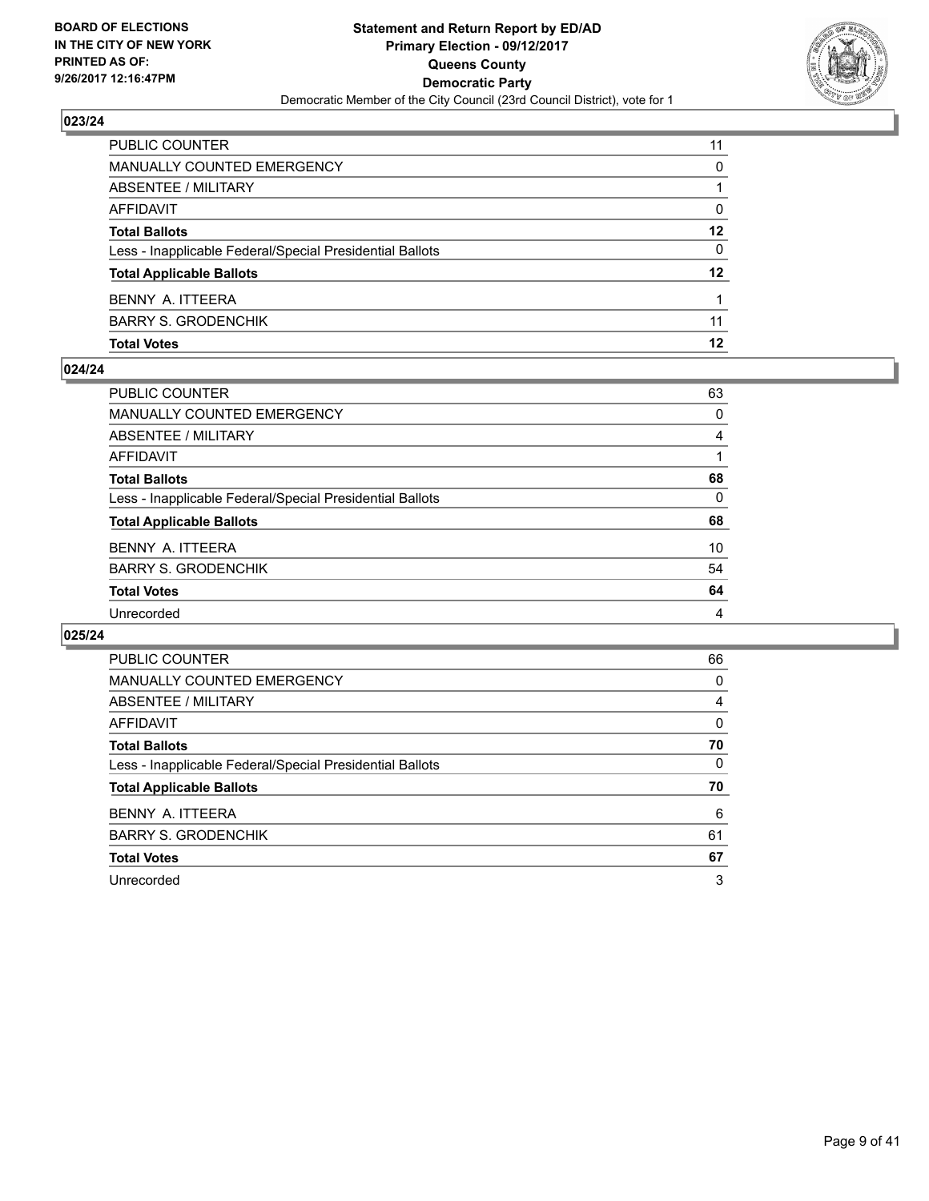## 023/24

| | |
|---|---|
| PUBLIC COUNTER | 11 |
| MANUALLY COUNTED EMERGENCY | 0 |
| ABSENTEE / MILITARY | 1 |
| AFFIDAVIT | 0 |
| **Total Ballots** | **12** |
| Less - Inapplicable Federal/Special Presidential Ballots | 0 |
| **Total Applicable Ballots** | **12** |
| BENNY A. ITTEERA | 1 |
| BARRY S. GRODENCHIK | 11 |
| **Total Votes** | **12** |

## 024/24

| | |
|---|---|
| PUBLIC COUNTER | 63 |
| MANUALLY COUNTED EMERGENCY | 0 |
| ABSENTEE / MILITARY | 4 |
| AFFIDAVIT | 1 |
| **Total Ballots** | **68** |
| Less - Inapplicable Federal/Special Presidential Ballots | 0 |
| **Total Applicable Ballots** | **68** |
| BENNY A. ITTEERA | 10 |
| BARRY S. GRODENCHIK | 54 |
| **Total Votes** | **64** |
| Unrecorded | 4 |

## 025/24

| | |
|---|---|
| PUBLIC COUNTER | 66 |
| MANUALLY COUNTED EMERGENCY | 0 |
| ABSENTEE / MILITARY | 4 |
| AFFIDAVIT | 0 |
| **Total Ballots** | **70** |
| Less - Inapplicable Federal/Special Presidential Ballots | 0 |
| **Total Applicable Ballots** | **70** |
| BENNY A. ITTEERA | 6 |
| BARRY S. GRODENCHIK | 61 |
| **Total Votes** | **67** |
| Unrecorded | 3 |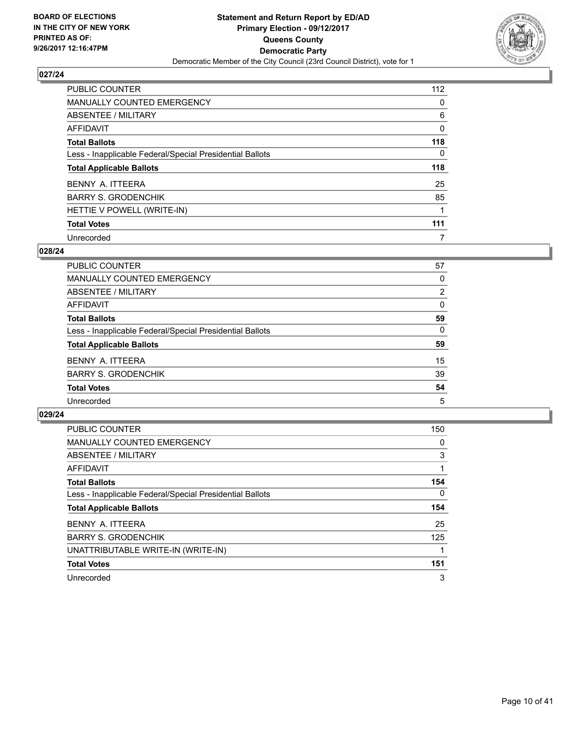**BOARD OF ELECTIONS IN THE CITY OF NEW YORK PRINTED AS OF: 9/26/2017 12:16:47PM**

**Statement and Return Report by ED/AD Primary Election - 09/12/2017 Queens County Democratic Party**

Democratic Member of the City Council (23rd Council District), vote for 1

## 027/24

| | |
|---|---|
| PUBLIC COUNTER | 112 |
| MANUALLY COUNTED EMERGENCY | 0 |
| ABSENTEE / MILITARY | 6 |
| AFFIDAVIT | 0 |
| **Total Ballots** | **118** |
| Less - Inapplicable Federal/Special Presidential Ballots | 0 |
| **Total Applicable Ballots** | **118** |
| BENNY A. ITTEERA | 25 |
| BARRY S. GRODENCHIK | 85 |
| HETTIE V POWELL (WRITE-IN) | 1 |
| **Total Votes** | **111** |
| Unrecorded | 7 |

## 028/24

| | |
|---|---|
| PUBLIC COUNTER | 57 |
| MANUALLY COUNTED EMERGENCY | 0 |
| ABSENTEE / MILITARY | 2 |
| AFFIDAVIT | 0 |
| **Total Ballots** | **59** |
| Less - Inapplicable Federal/Special Presidential Ballots | 0 |
| **Total Applicable Ballots** | **59** |
| BENNY A. ITTEERA | 15 |
| BARRY S. GRODENCHIK | 39 |
| **Total Votes** | **54** |
| Unrecorded | 5 |

## 029/24

| | |
|---|---|
| PUBLIC COUNTER | 150 |
| MANUALLY COUNTED EMERGENCY | 0 |
| ABSENTEE / MILITARY | 3 |
| AFFIDAVIT | 1 |
| **Total Ballots** | **154** |
| Less - Inapplicable Federal/Special Presidential Ballots | 0 |
| **Total Applicable Ballots** | **154** |
| BENNY A. ITTEERA | 25 |
| BARRY S. GRODENCHIK | 125 |
| UNATTRIBUTABLE WRITE-IN (WRITE-IN) | 1 |
| **Total Votes** | **151** |
| Unrecorded | 3 |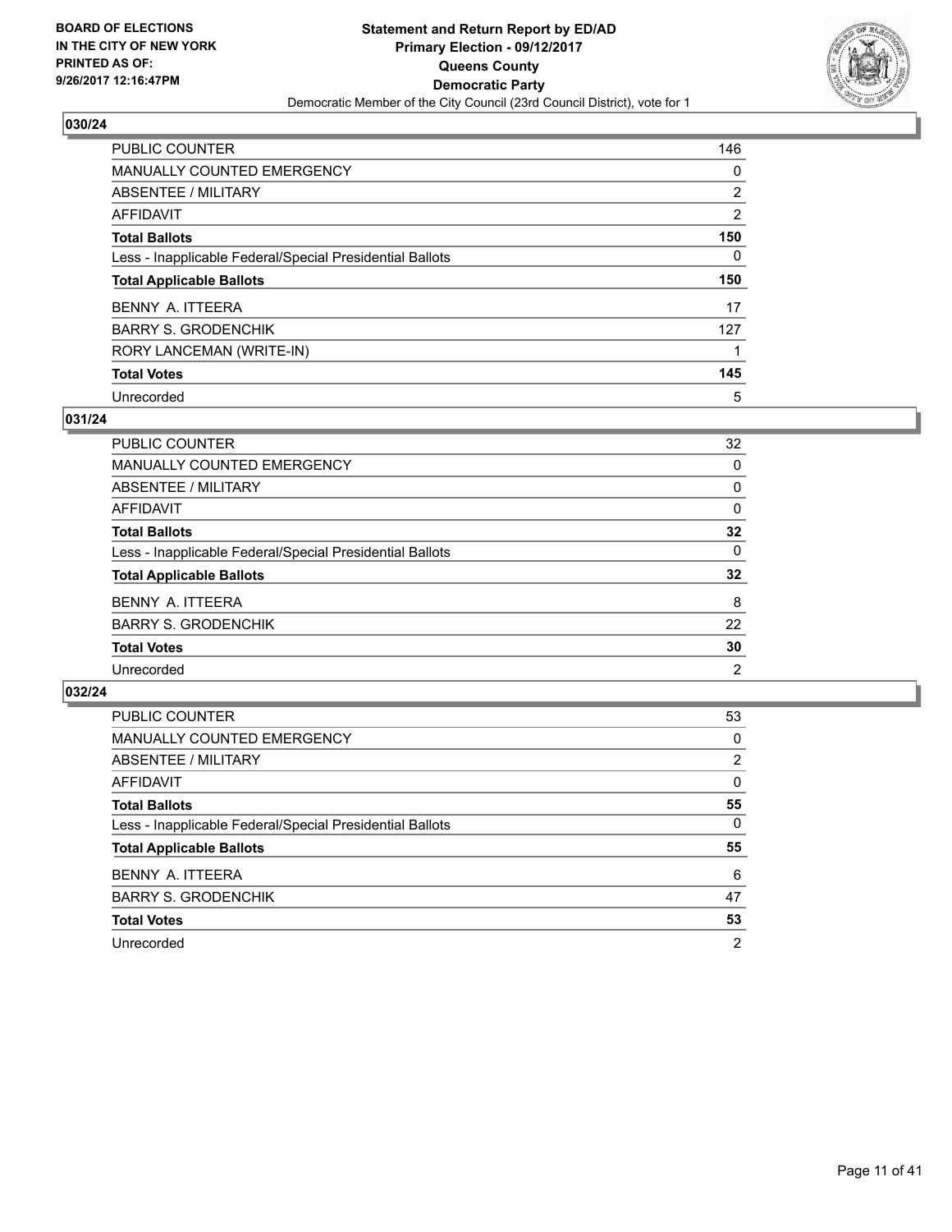**BOARD OF ELECTIONS IN THE CITY OF NEW YORK PRINTED AS OF: 9/26/2017 12:16:47PM**

**Statement and Return Report by ED/AD Primary Election - 09/12/2017 Queens County Democratic Party**

Democratic Member of the City Council (23rd Council District), vote for 1

## 030/24

| | |
|---|---|
| PUBLIC COUNTER | 146 |
| MANUALLY COUNTED EMERGENCY | 0 |
| ABSENTEE / MILITARY | 2 |
| AFFIDAVIT | 2 |
| **Total Ballots** | **150** |
| Less - Inapplicable Federal/Special Presidential Ballots | 0 |
| **Total Applicable Ballots** | **150** |
| BENNY A. ITTEERA | 17 |
| BARRY S. GRODENCHIK | 127 |
| RORY LANCEMAN (WRITE-IN) | 1 |
| **Total Votes** | **145** |
| Unrecorded | 5 |

## 031/24

| | |
|---|---|
| PUBLIC COUNTER | 32 |
| MANUALLY COUNTED EMERGENCY | 0 |
| ABSENTEE / MILITARY | 0 |
| AFFIDAVIT | 0 |
| **Total Ballots** | **32** |
| Less - Inapplicable Federal/Special Presidential Ballots | 0 |
| **Total Applicable Ballots** | **32** |
| BENNY A. ITTEERA | 8 |
| BARRY S. GRODENCHIK | 22 |
| **Total Votes** | **30** |
| Unrecorded | 2 |

## 032/24

| | |
|---|---|
| PUBLIC COUNTER | 53 |
| MANUALLY COUNTED EMERGENCY | 0 |
| ABSENTEE / MILITARY | 2 |
| AFFIDAVIT | 0 |
| **Total Ballots** | **55** |
| Less - Inapplicable Federal/Special Presidential Ballots | 0 |
| **Total Applicable Ballots** | **55** |
| BENNY A. ITTEERA | 6 |
| BARRY S. GRODENCHIK | 47 |
| **Total Votes** | **53** |
| Unrecorded | 2 |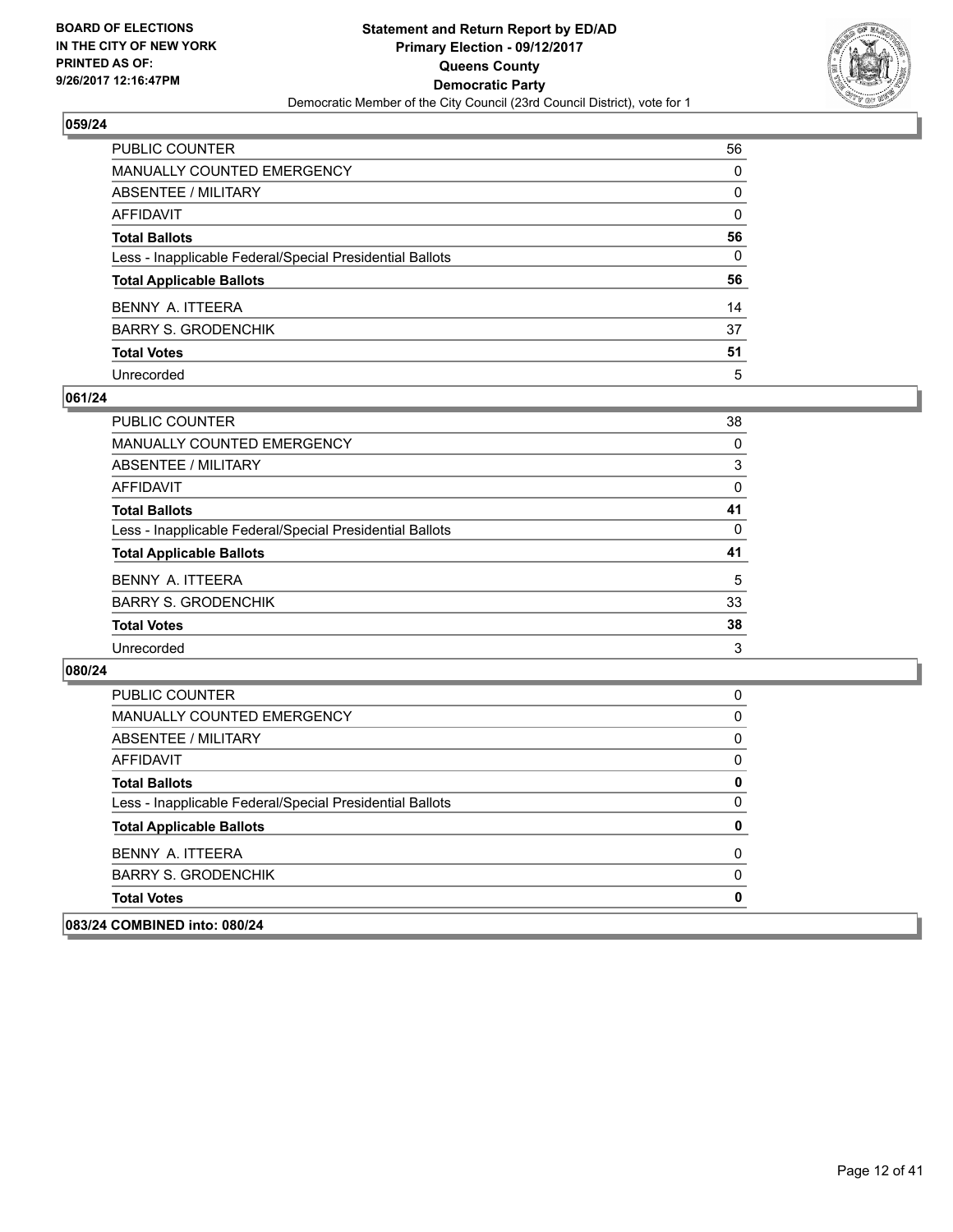**BOARD OF ELECTIONS IN THE CITY OF NEW YORK PRINTED AS OF: 9/26/2017 12:16:47PM**

**Statement and Return Report by ED/AD Primary Election - 09/12/2017 Queens County Democratic Party**

Democratic Member of the City Council (23rd Council District), vote for 1

## 059/24

| | |
|---|---|
| PUBLIC COUNTER | 56 |
| MANUALLY COUNTED EMERGENCY | 0 |
| ABSENTEE / MILITARY | 0 |
| AFFIDAVIT | 0 |
| **Total Ballots** | **56** |
| Less - Inapplicable Federal/Special Presidential Ballots | 0 |
| **Total Applicable Ballots** | **56** |
| BENNY A. ITTEERA | 14 |
| BARRY S. GRODENCHIK | 37 |
| **Total Votes** | **51** |
| Unrecorded | 5 |

## 061/24

| | |
|---|---|
| PUBLIC COUNTER | 38 |
| MANUALLY COUNTED EMERGENCY | 0 |
| ABSENTEE / MILITARY | 3 |
| AFFIDAVIT | 0 |
| **Total Ballots** | **41** |
| Less - Inapplicable Federal/Special Presidential Ballots | 0 |
| **Total Applicable Ballots** | **41** |
| BENNY A. ITTEERA | 5 |
| BARRY S. GRODENCHIK | 33 |
| **Total Votes** | **38** |
| Unrecorded | 3 |

## 080/24

| | |
|---|---|
| PUBLIC COUNTER | 0 |
| MANUALLY COUNTED EMERGENCY | 0 |
| ABSENTEE / MILITARY | 0 |
| AFFIDAVIT | 0 |
| **Total Ballots** | **0** |
| Less - Inapplicable Federal/Special Presidential Ballots | 0 |
| **Total Applicable Ballots** | **0** |
| BENNY A. ITTEERA | 0 |
| BARRY S. GRODENCHIK | 0 |
| **Total Votes** | **0** |

## 083/24 COMBINED into: 080/24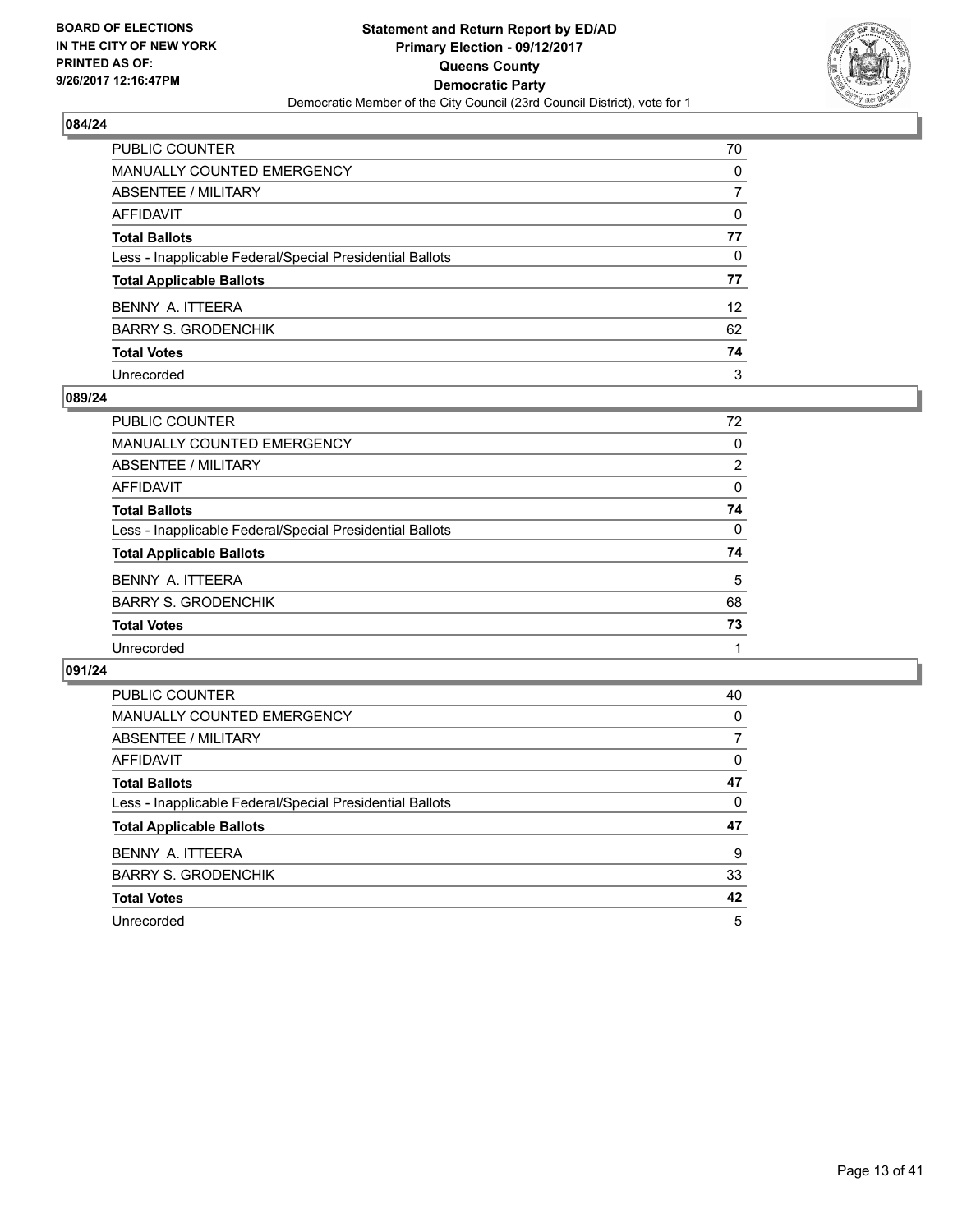**BOARD OF ELECTIONS IN THE CITY OF NEW YORK PRINTED AS OF: 9/26/2017 12:16:47PM**

**Statement and Return Report by ED/AD Primary Election - 09/12/2017 Queens County Democratic Party**

Democratic Member of the City Council (23rd Council District), vote for 1

## 084/24

| | |
|---|---|
| PUBLIC COUNTER | 70 |
| MANUALLY COUNTED EMERGENCY | 0 |
| ABSENTEE / MILITARY | 7 |
| AFFIDAVIT | 0 |
| **Total Ballots** | **77** |
| Less - Inapplicable Federal/Special Presidential Ballots | 0 |
| **Total Applicable Ballots** | **77** |
| BENNY A. ITTEERA | 12 |
| BARRY S. GRODENCHIK | 62 |
| **Total Votes** | **74** |
| Unrecorded | 3 |

## 089/24

| | |
|---|---|
| PUBLIC COUNTER | 72 |
| MANUALLY COUNTED EMERGENCY | 0 |
| ABSENTEE / MILITARY | 2 |
| AFFIDAVIT | 0 |
| **Total Ballots** | **74** |
| Less - Inapplicable Federal/Special Presidential Ballots | 0 |
| **Total Applicable Ballots** | **74** |
| BENNY A. ITTEERA | 5 |
| BARRY S. GRODENCHIK | 68 |
| **Total Votes** | **73** |
| Unrecorded | 1 |

## 091/24

| | |
|---|---|
| PUBLIC COUNTER | 40 |
| MANUALLY COUNTED EMERGENCY | 0 |
| ABSENTEE / MILITARY | 7 |
| AFFIDAVIT | 0 |
| **Total Ballots** | **47** |
| Less - Inapplicable Federal/Special Presidential Ballots | 0 |
| **Total Applicable Ballots** | **47** |
| BENNY A. ITTEERA | 9 |
| BARRY S. GRODENCHIK | 33 |
| **Total Votes** | **42** |
| Unrecorded | 5 |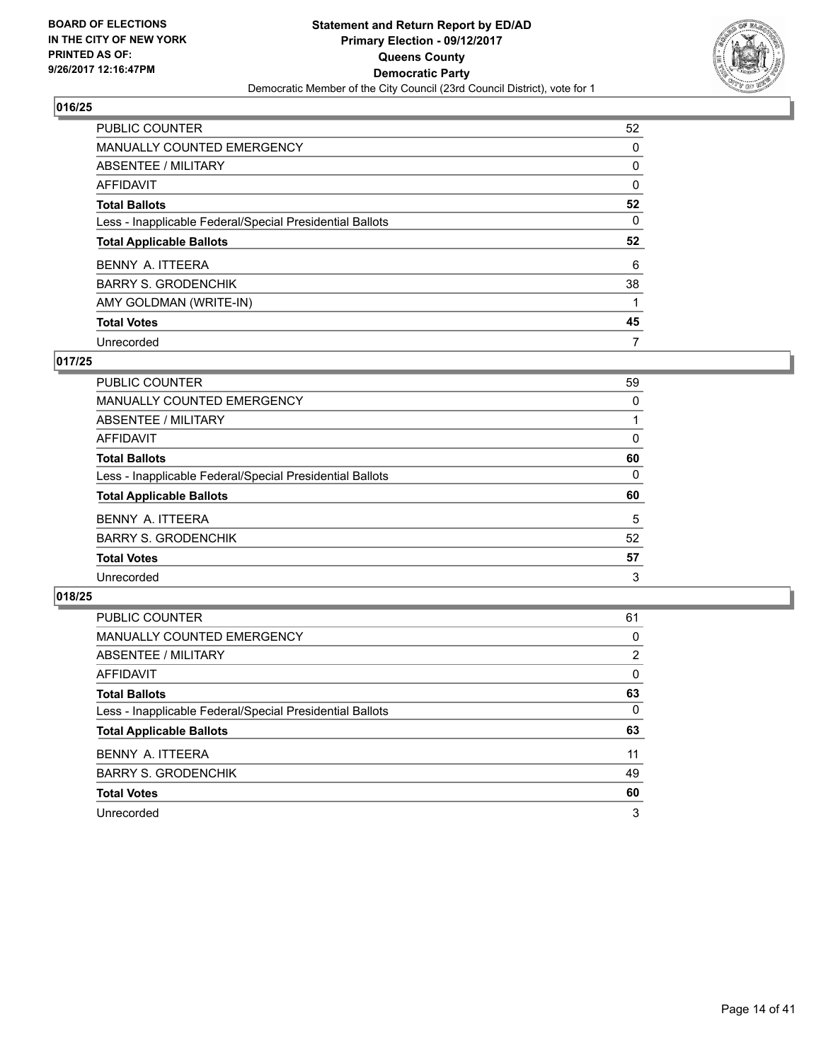**BOARD OF ELECTIONS IN THE CITY OF NEW YORK PRINTED AS OF: 9/26/2017 12:16:47PM**

**Statement and Return Report by ED/AD**
**Primary Election - 09/12/2017**
**Queens County**
**Democratic Party**
Democratic Member of the City Council (23rd Council District), vote for 1

## 016/25

| | |
|---|---|
| PUBLIC COUNTER | 52 |
| MANUALLY COUNTED EMERGENCY | 0 |
| ABSENTEE / MILITARY | 0 |
| AFFIDAVIT | 0 |
| **Total Ballots** | **52** |
| Less - Inapplicable Federal/Special Presidential Ballots | 0 |
| **Total Applicable Ballots** | **52** |
| BENNY A. ITTEERA | 6 |
| BARRY S. GRODENCHIK | 38 |
| AMY GOLDMAN (WRITE-IN) | 1 |
| **Total Votes** | **45** |
| Unrecorded | 7 |

## 017/25

| | |
|---|---|
| PUBLIC COUNTER | 59 |
| MANUALLY COUNTED EMERGENCY | 0 |
| ABSENTEE / MILITARY | 1 |
| AFFIDAVIT | 0 |
| **Total Ballots** | **60** |
| Less - Inapplicable Federal/Special Presidential Ballots | 0 |
| **Total Applicable Ballots** | **60** |
| BENNY A. ITTEERA | 5 |
| BARRY S. GRODENCHIK | 52 |
| **Total Votes** | **57** |
| Unrecorded | 3 |

## 018/25

| | |
|---|---|
| PUBLIC COUNTER | 61 |
| MANUALLY COUNTED EMERGENCY | 0 |
| ABSENTEE / MILITARY | 2 |
| AFFIDAVIT | 0 |
| **Total Ballots** | **63** |
| Less - Inapplicable Federal/Special Presidential Ballots | 0 |
| **Total Applicable Ballots** | **63** |
| BENNY A. ITTEERA | 11 |
| BARRY S. GRODENCHIK | 49 |
| **Total Votes** | **60** |
| Unrecorded | 3 |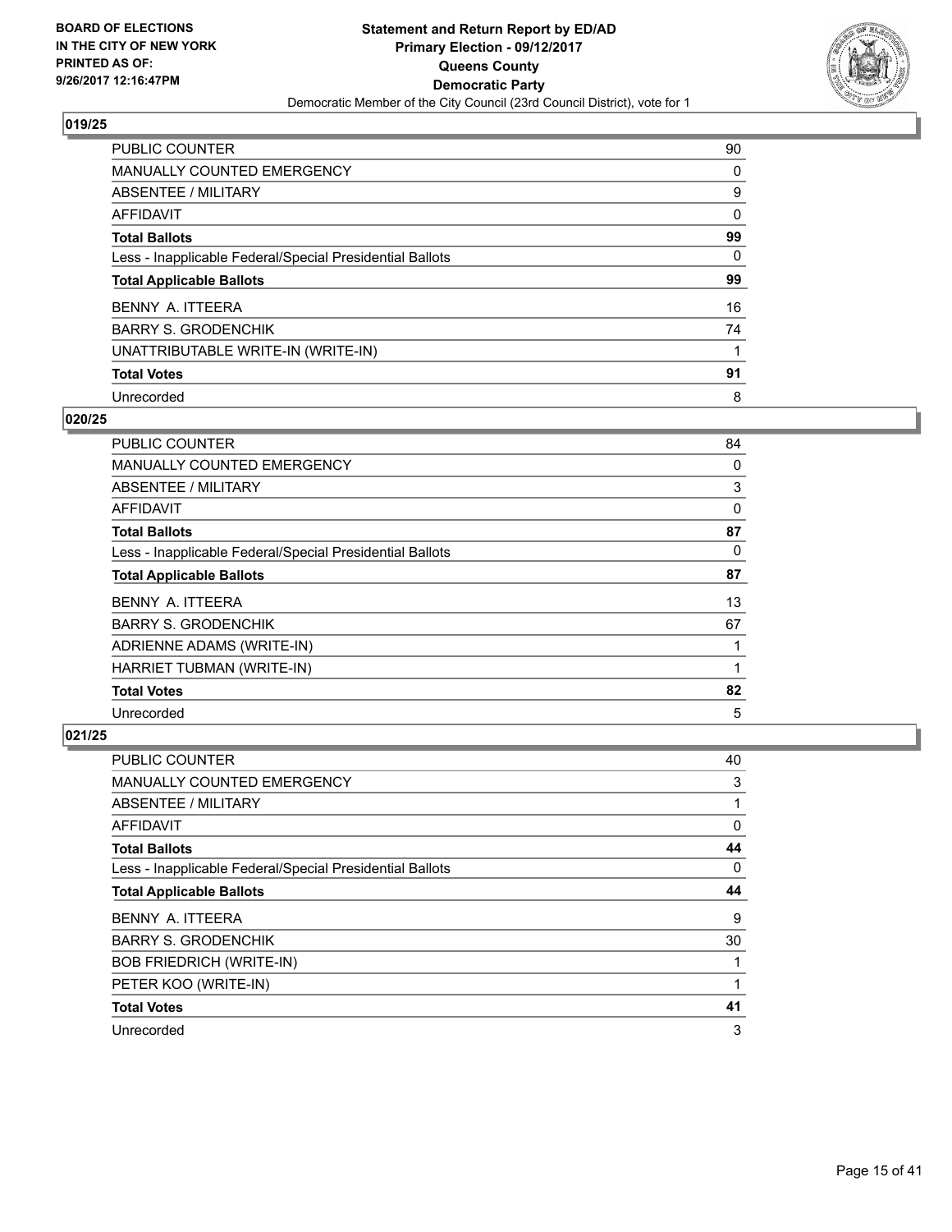**BOARD OF ELECTIONS IN THE CITY OF NEW YORK PRINTED AS OF: 9/26/2017 12:16:47PM**

**Statement and Return Report by ED/AD**
**Primary Election - 09/12/2017**
**Queens County**
**Democratic Party**
Democratic Member of the City Council (23rd Council District), vote for 1

### 019/25

| | |
|---|---|
| PUBLIC COUNTER | 90 |
| MANUALLY COUNTED EMERGENCY | 0 |
| ABSENTEE / MILITARY | 9 |
| AFFIDAVIT | 0 |
| **Total Ballots** | **99** |
| Less - Inapplicable Federal/Special Presidential Ballots | 0 |
| **Total Applicable Ballots** | **99** |
| BENNY A. ITTEERA | 16 |
| BARRY S. GRODENCHIK | 74 |
| UNATTRIBUTABLE WRITE-IN (WRITE-IN) | 1 |
| **Total Votes** | **91** |
| Unrecorded | 8 |

### 020/25

| | |
|---|---|
| PUBLIC COUNTER | 84 |
| MANUALLY COUNTED EMERGENCY | 0 |
| ABSENTEE / MILITARY | 3 |
| AFFIDAVIT | 0 |
| **Total Ballots** | **87** |
| Less - Inapplicable Federal/Special Presidential Ballots | 0 |
| **Total Applicable Ballots** | **87** |
| BENNY A. ITTEERA | 13 |
| BARRY S. GRODENCHIK | 67 |
| ADRIENNE ADAMS (WRITE-IN) | 1 |
| HARRIET TUBMAN (WRITE-IN) | 1 |
| **Total Votes** | **82** |
| Unrecorded | 5 |

### 021/25

| | |
|---|---|
| PUBLIC COUNTER | 40 |
| MANUALLY COUNTED EMERGENCY | 3 |
| ABSENTEE / MILITARY | 1 |
| AFFIDAVIT | 0 |
| **Total Ballots** | **44** |
| Less - Inapplicable Federal/Special Presidential Ballots | 0 |
| **Total Applicable Ballots** | **44** |
| BENNY A. ITTEERA | 9 |
| BARRY S. GRODENCHIK | 30 |
| BOB FRIEDRICH (WRITE-IN) | 1 |
| PETER KOO (WRITE-IN) | 1 |
| **Total Votes** | **41** |
| Unrecorded | 3 |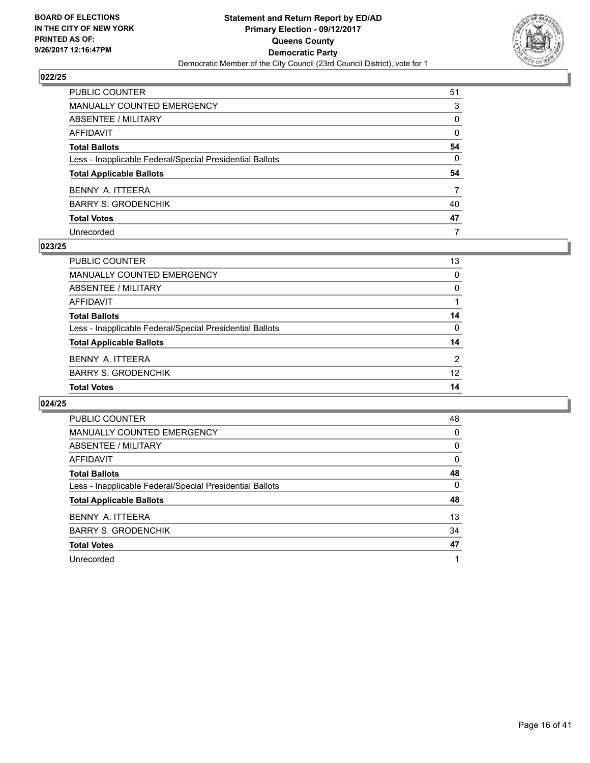**BOARD OF ELECTIONS IN THE CITY OF NEW YORK PRINTED AS OF: 9/26/2017 12:16:47PM**

**Statement and Return Report by ED/AD Primary Election - 09/12/2017 Queens County Democratic Party**

Democratic Member of the City Council (23rd Council District), vote for 1

### 022/25

| | |
|---|---|
| PUBLIC COUNTER | 51 |
| MANUALLY COUNTED EMERGENCY | 3 |
| ABSENTEE / MILITARY | 0 |
| AFFIDAVIT | 0 |
| **Total Ballots** | **54** |
| Less - Inapplicable Federal/Special Presidential Ballots | 0 |
| **Total Applicable Ballots** | **54** |
| BENNY A. ITTEERA | 7 |
| BARRY S. GRODENCHIK | 40 |
| **Total Votes** | **47** |
| Unrecorded | 7 |

### 023/25

| | |
|---|---|
| PUBLIC COUNTER | 13 |
| MANUALLY COUNTED EMERGENCY | 0 |
| ABSENTEE / MILITARY | 0 |
| AFFIDAVIT | 1 |
| **Total Ballots** | **14** |
| Less - Inapplicable Federal/Special Presidential Ballots | 0 |
| **Total Applicable Ballots** | **14** |
| BENNY A. ITTEERA | 2 |
| BARRY S. GRODENCHIK | 12 |
| **Total Votes** | **14** |

### 024/25

| | |
|---|---|
| PUBLIC COUNTER | 48 |
| MANUALLY COUNTED EMERGENCY | 0 |
| ABSENTEE / MILITARY | 0 |
| AFFIDAVIT | 0 |
| **Total Ballots** | **48** |
| Less - Inapplicable Federal/Special Presidential Ballots | 0 |
| **Total Applicable Ballots** | **48** |
| BENNY A. ITTEERA | 13 |
| BARRY S. GRODENCHIK | 34 |
| **Total Votes** | **47** |
| Unrecorded | 1 |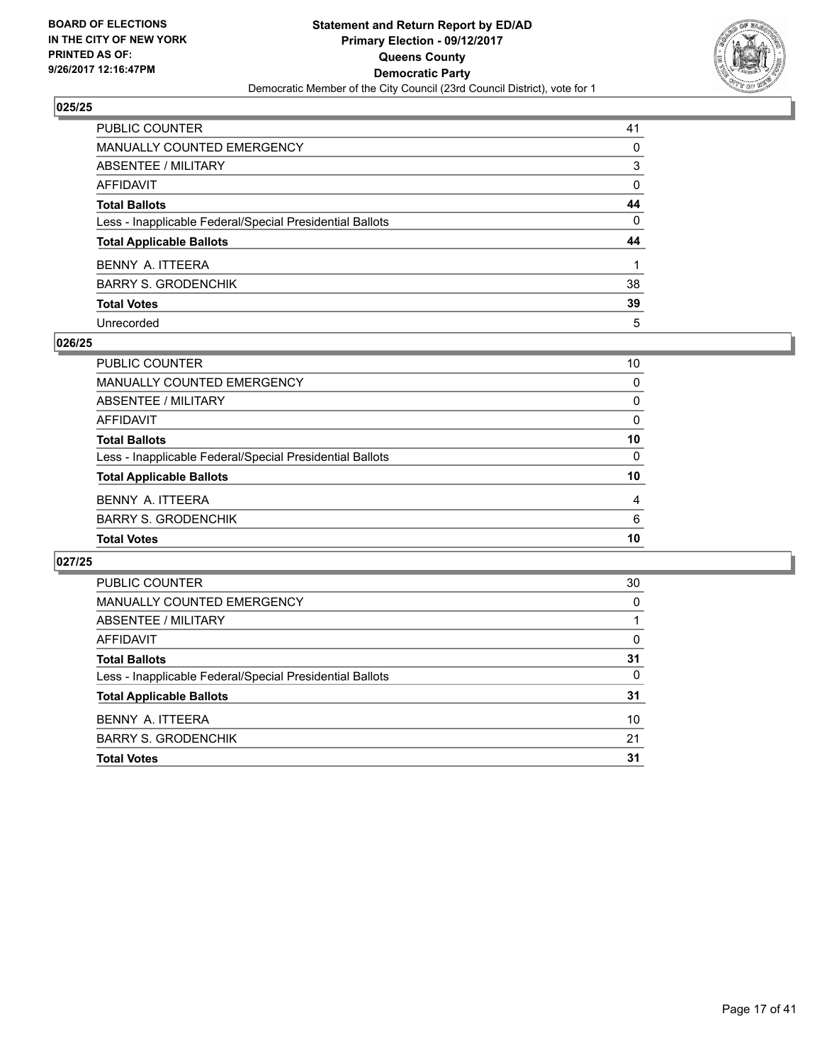BOARD OF ELECTIONS
IN THE CITY OF NEW YORK
PRINTED AS OF:
9/26/2017 12:16:47PM

**Statement and Return Report by ED/AD**
**Primary Election - 09/12/2017**
**Queens County**
**Democratic Party**
Democratic Member of the City Council (23rd Council District), vote for 1

## 025/25

| | |
|---|---|
| PUBLIC COUNTER | 41 |
| MANUALLY COUNTED EMERGENCY | 0 |
| ABSENTEE / MILITARY | 3 |
| AFFIDAVIT | 0 |
| **Total Ballots** | **44** |
| Less - Inapplicable Federal/Special Presidential Ballots | 0 |
| **Total Applicable Ballots** | **44** |
| BENNY A. ITTEERA | 1 |
| BARRY S. GRODENCHIK | 38 |
| **Total Votes** | **39** |
| Unrecorded | 5 |

## 026/25

| | |
|---|---|
| PUBLIC COUNTER | 10 |
| MANUALLY COUNTED EMERGENCY | 0 |
| ABSENTEE / MILITARY | 0 |
| AFFIDAVIT | 0 |
| **Total Ballots** | **10** |
| Less - Inapplicable Federal/Special Presidential Ballots | 0 |
| **Total Applicable Ballots** | **10** |
| BENNY A. ITTEERA | 4 |
| BARRY S. GRODENCHIK | 6 |
| **Total Votes** | **10** |

## 027/25

| | |
|---|---|
| PUBLIC COUNTER | 30 |
| MANUALLY COUNTED EMERGENCY | 0 |
| ABSENTEE / MILITARY | 1 |
| AFFIDAVIT | 0 |
| **Total Ballots** | **31** |
| Less - Inapplicable Federal/Special Presidential Ballots | 0 |
| **Total Applicable Ballots** | **31** |
| BENNY A. ITTEERA | 10 |
| BARRY S. GRODENCHIK | 21 |
| **Total Votes** | **31** |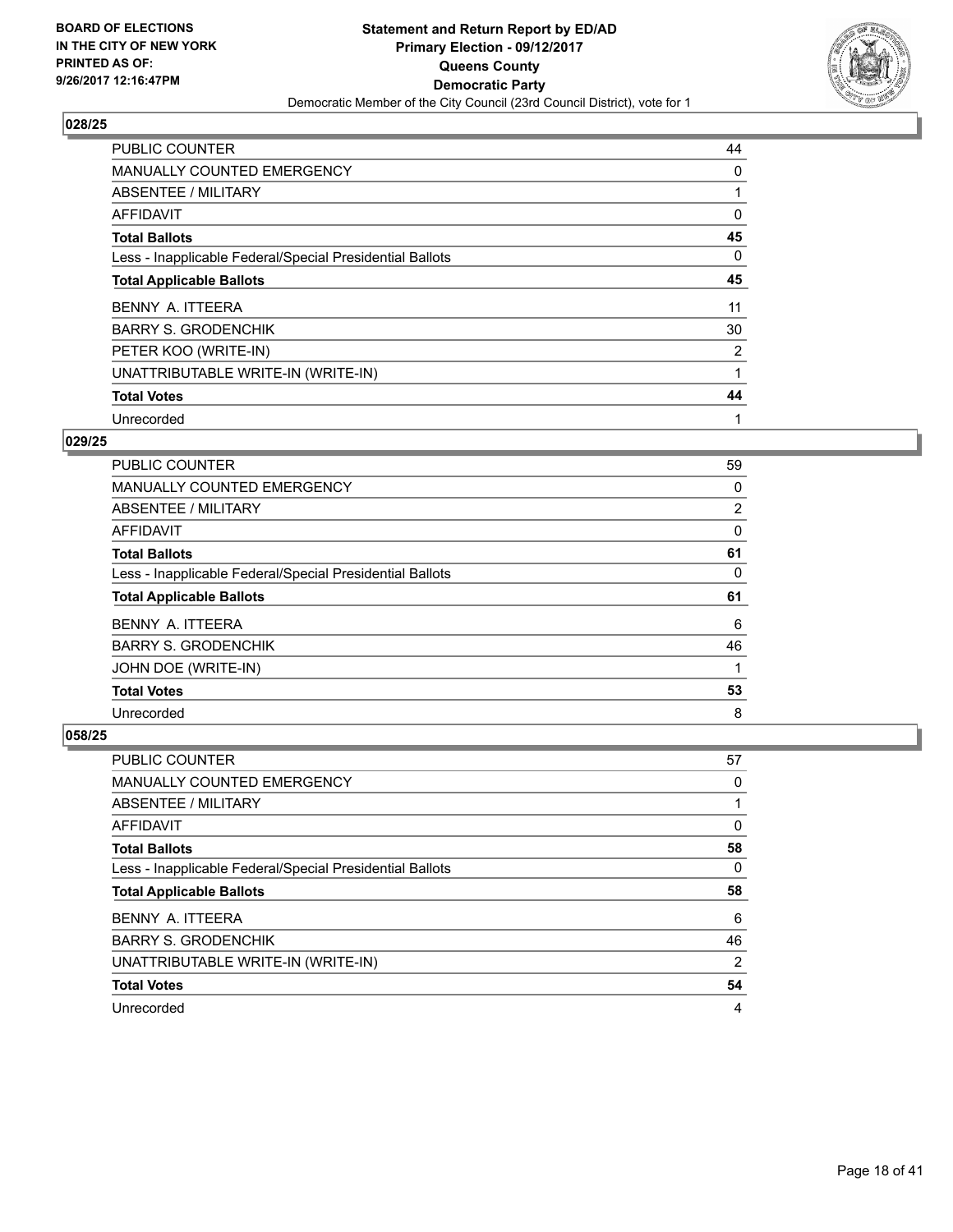**BOARD OF ELECTIONS IN THE CITY OF NEW YORK PRINTED AS OF: 9/26/2017 12:16:47PM**

**Statement and Return Report by ED/AD Primary Election - 09/12/2017 Queens County Democratic Party**

Democratic Member of the City Council (23rd Council District), vote for 1

### 028/25

| | |
|---|---|
| PUBLIC COUNTER | 44 |
| MANUALLY COUNTED EMERGENCY | 0 |
| ABSENTEE / MILITARY | 1 |
| AFFIDAVIT | 0 |
| **Total Ballots** | **45** |
| Less - Inapplicable Federal/Special Presidential Ballots | 0 |
| **Total Applicable Ballots** | **45** |
| BENNY A. ITTEERA | 11 |
| BARRY S. GRODENCHIK | 30 |
| PETER KOO (WRITE-IN) | 2 |
| UNATTRIBUTABLE WRITE-IN (WRITE-IN) | 1 |
| **Total Votes** | **44** |
| Unrecorded | 1 |

### 029/25

| | |
|---|---|
| PUBLIC COUNTER | 59 |
| MANUALLY COUNTED EMERGENCY | 0 |
| ABSENTEE / MILITARY | 2 |
| AFFIDAVIT | 0 |
| **Total Ballots** | **61** |
| Less - Inapplicable Federal/Special Presidential Ballots | 0 |
| **Total Applicable Ballots** | **61** |
| BENNY A. ITTEERA | 6 |
| BARRY S. GRODENCHIK | 46 |
| JOHN DOE (WRITE-IN) | 1 |
| **Total Votes** | **53** |
| Unrecorded | 8 |

### 058/25

| | |
|---|---|
| PUBLIC COUNTER | 57 |
| MANUALLY COUNTED EMERGENCY | 0 |
| ABSENTEE / MILITARY | 1 |
| AFFIDAVIT | 0 |
| **Total Ballots** | **58** |
| Less - Inapplicable Federal/Special Presidential Ballots | 0 |
| **Total Applicable Ballots** | **58** |
| BENNY A. ITTEERA | 6 |
| BARRY S. GRODENCHIK | 46 |
| UNATTRIBUTABLE WRITE-IN (WRITE-IN) | 2 |
| **Total Votes** | **54** |
| Unrecorded | 4 |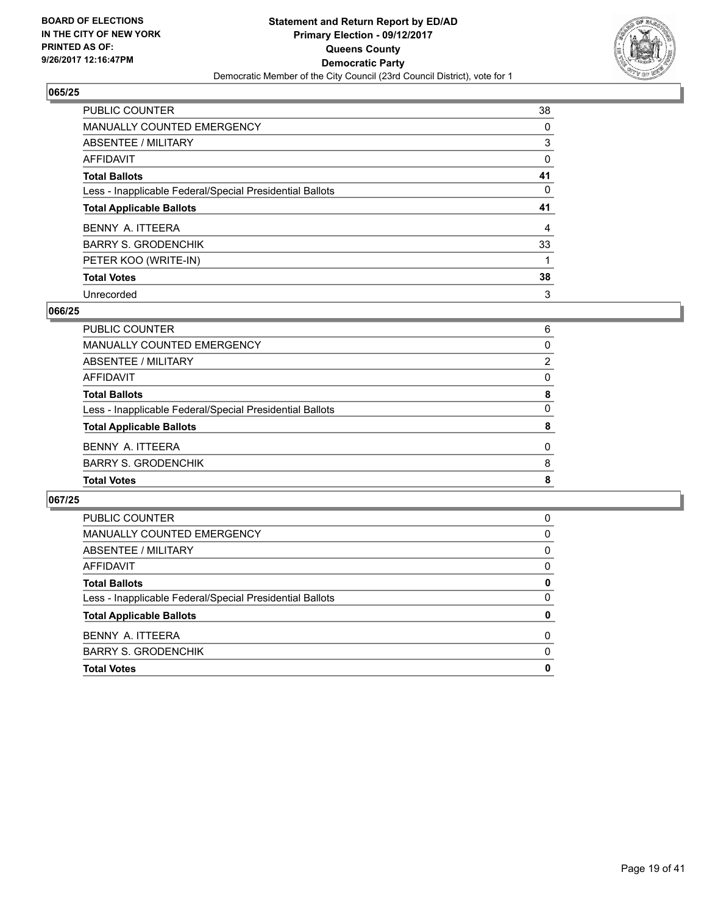BOARD OF ELECTIONS
IN THE CITY OF NEW YORK
PRINTED AS OF:
9/26/2017 12:16:47PM

**Statement and Return Report by ED/AD**
**Primary Election - 09/12/2017**
**Queens County**
**Democratic Party**
Democratic Member of the City Council (23rd Council District), vote for 1

## 065/25

| | |
|---|---|
| PUBLIC COUNTER | 38 |
| MANUALLY COUNTED EMERGENCY | 0 |
| ABSENTEE / MILITARY | 3 |
| AFFIDAVIT | 0 |
| **Total Ballots** | **41** |
| Less - Inapplicable Federal/Special Presidential Ballots | 0 |
| **Total Applicable Ballots** | **41** |
| BENNY A. ITTEERA | 4 |
| BARRY S. GRODENCHIK | 33 |
| PETER KOO (WRITE-IN) | 1 |
| **Total Votes** | **38** |
| Unrecorded | 3 |

## 066/25

| | |
|---|---|
| PUBLIC COUNTER | 6 |
| MANUALLY COUNTED EMERGENCY | 0 |
| ABSENTEE / MILITARY | 2 |
| AFFIDAVIT | 0 |
| **Total Ballots** | **8** |
| Less - Inapplicable Federal/Special Presidential Ballots | 0 |
| **Total Applicable Ballots** | **8** |
| BENNY A. ITTEERA | 0 |
| BARRY S. GRODENCHIK | 8 |
| **Total Votes** | **8** |

## 067/25

| | |
|---|---|
| PUBLIC COUNTER | 0 |
| MANUALLY COUNTED EMERGENCY | 0 |
| ABSENTEE / MILITARY | 0 |
| AFFIDAVIT | 0 |
| **Total Ballots** | **0** |
| Less - Inapplicable Federal/Special Presidential Ballots | 0 |
| **Total Applicable Ballots** | **0** |
| BENNY A. ITTEERA | 0 |
| BARRY S. GRODENCHIK | 0 |
| **Total Votes** | **0** |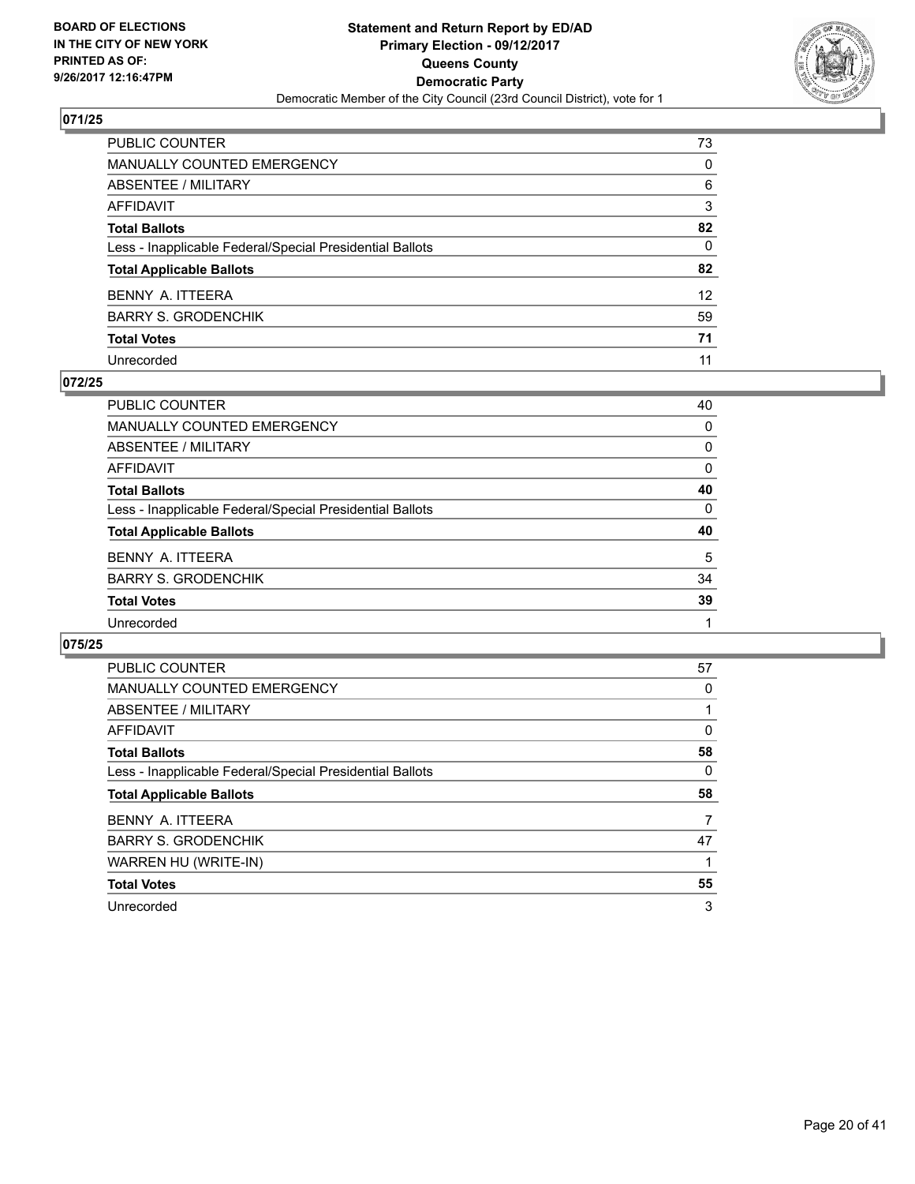## 071/25

| | |
|---|---|
| PUBLIC COUNTER | 73 |
| MANUALLY COUNTED EMERGENCY | 0 |
| ABSENTEE / MILITARY | 6 |
| AFFIDAVIT | 3 |
| **Total Ballots** | **82** |
| Less - Inapplicable Federal/Special Presidential Ballots | 0 |
| **Total Applicable Ballots** | **82** |
| BENNY A. ITTEERA | 12 |
| BARRY S. GRODENCHIK | 59 |
| **Total Votes** | **71** |
| Unrecorded | 11 |

## 072/25

| | |
|---|---|
| PUBLIC COUNTER | 40 |
| MANUALLY COUNTED EMERGENCY | 0 |
| ABSENTEE / MILITARY | 0 |
| AFFIDAVIT | 0 |
| **Total Ballots** | **40** |
| Less - Inapplicable Federal/Special Presidential Ballots | 0 |
| **Total Applicable Ballots** | **40** |
| BENNY A. ITTEERA | 5 |
| BARRY S. GRODENCHIK | 34 |
| **Total Votes** | **39** |
| Unrecorded | 1 |

## 075/25

| | |
|---|---|
| PUBLIC COUNTER | 57 |
| MANUALLY COUNTED EMERGENCY | 0 |
| ABSENTEE / MILITARY | 1 |
| AFFIDAVIT | 0 |
| **Total Ballots** | **58** |
| Less - Inapplicable Federal/Special Presidential Ballots | 0 |
| **Total Applicable Ballots** | **58** |
| BENNY A. ITTEERA | 7 |
| BARRY S. GRODENCHIK | 47 |
| WARREN HU (WRITE-IN) | 1 |
| **Total Votes** | **55** |
| Unrecorded | 3 |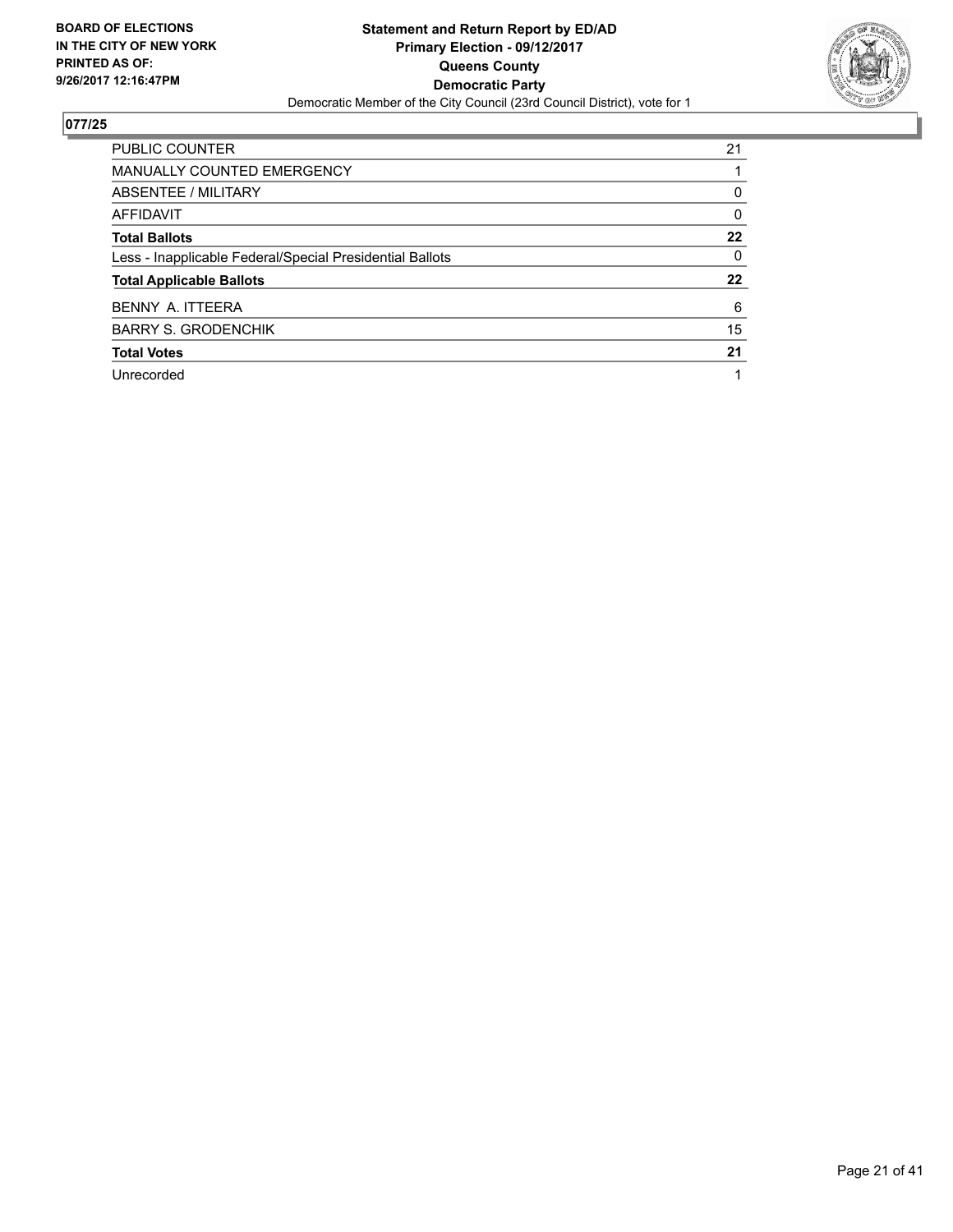BOARD OF ELECTIONS
IN THE CITY OF NEW YORK
PRINTED AS OF:
9/26/2017 12:16:47PM

**Statement and Return Report by ED/AD**
**Primary Election - 09/12/2017**
**Queens County**
**Democratic Party**
Democratic Member of the City Council (23rd Council District), vote for 1

## 077/25

| | |
|---|---|
| PUBLIC COUNTER | 21 |
| MANUALLY COUNTED EMERGENCY | 1 |
| ABSENTEE / MILITARY | 0 |
| AFFIDAVIT | 0 |
| **Total Ballots** | **22** |
| Less - Inapplicable Federal/Special Presidential Ballots | 0 |
| **Total Applicable Ballots** | **22** |
| BENNY A. ITTEERA | 6 |
| BARRY S. GRODENCHIK | 15 |
| **Total Votes** | **21** |
| Unrecorded | 1 |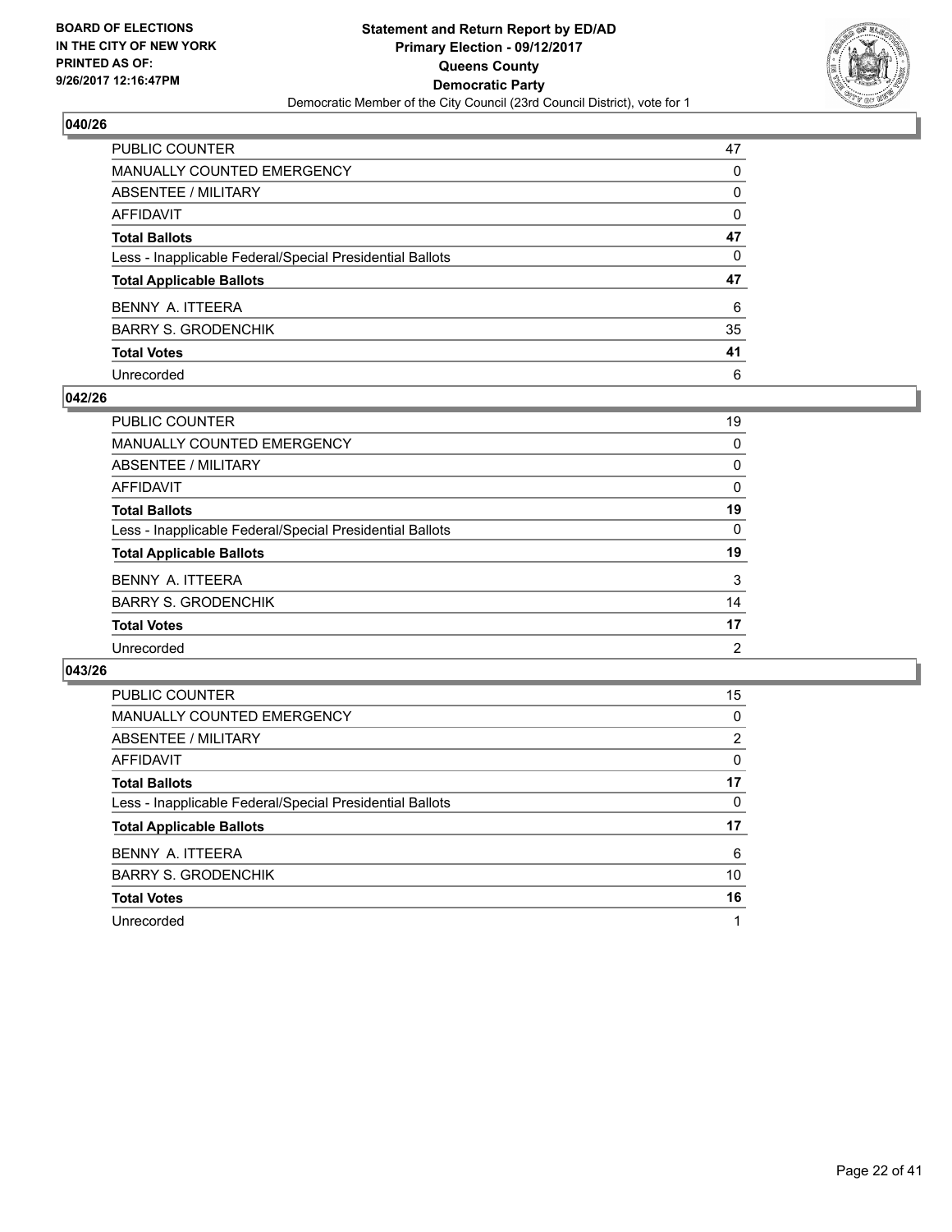## 040/26

| | |
|---|---|
| PUBLIC COUNTER | 47 |
| MANUALLY COUNTED EMERGENCY | 0 |
| ABSENTEE / MILITARY | 0 |
| AFFIDAVIT | 0 |
| **Total Ballots** | **47** |
| Less - Inapplicable Federal/Special Presidential Ballots | 0 |
| **Total Applicable Ballots** | **47** |
| BENNY A. ITTEERA | 6 |
| BARRY S. GRODENCHIK | 35 |
| **Total Votes** | **41** |
| Unrecorded | 6 |

## 042/26

| | |
|---|---|
| PUBLIC COUNTER | 19 |
| MANUALLY COUNTED EMERGENCY | 0 |
| ABSENTEE / MILITARY | 0 |
| AFFIDAVIT | 0 |
| **Total Ballots** | **19** |
| Less - Inapplicable Federal/Special Presidential Ballots | 0 |
| **Total Applicable Ballots** | **19** |
| BENNY A. ITTEERA | 3 |
| BARRY S. GRODENCHIK | 14 |
| **Total Votes** | **17** |
| Unrecorded | 2 |

## 043/26

| | |
|---|---|
| PUBLIC COUNTER | 15 |
| MANUALLY COUNTED EMERGENCY | 0 |
| ABSENTEE / MILITARY | 2 |
| AFFIDAVIT | 0 |
| **Total Ballots** | **17** |
| Less - Inapplicable Federal/Special Presidential Ballots | 0 |
| **Total Applicable Ballots** | **17** |
| BENNY A. ITTEERA | 6 |
| BARRY S. GRODENCHIK | 10 |
| **Total Votes** | **16** |
| Unrecorded | 1 |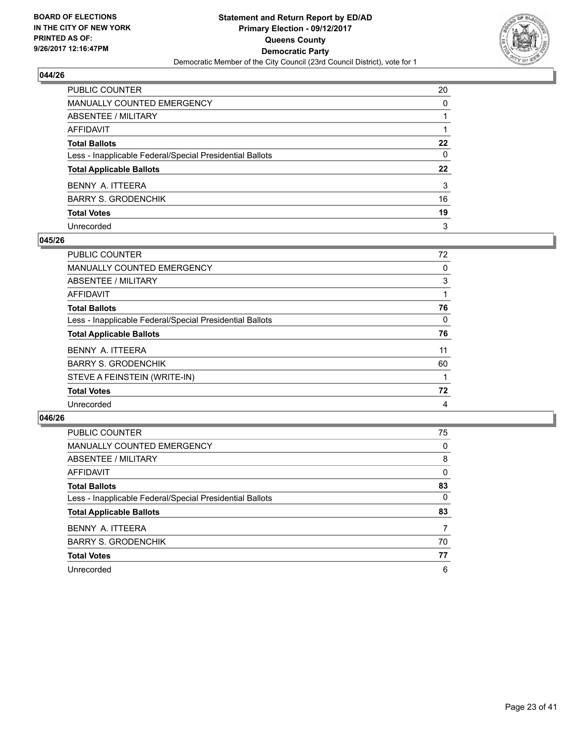**Statement and Return Report by ED/AD**
**Primary Election - 09/12/2017**
**Queens County**
**Democratic Party**
Democratic Member of the City Council (23rd Council District), vote for 1

BOARD OF ELECTIONS
IN THE CITY OF NEW YORK
PRINTED AS OF:
9/26/2017 12:16:47PM

### 044/26

| | |
|---|---|
| PUBLIC COUNTER | 20 |
| MANUALLY COUNTED EMERGENCY | 0 |
| ABSENTEE / MILITARY | 1 |
| AFFIDAVIT | 1 |
| **Total Ballots** | **22** |
| Less - Inapplicable Federal/Special Presidential Ballots | 0 |
| **Total Applicable Ballots** | **22** |
| BENNY A. ITTEERA | 3 |
| BARRY S. GRODENCHIK | 16 |
| **Total Votes** | **19** |
| Unrecorded | 3 |

### 045/26

| | |
|---|---|
| PUBLIC COUNTER | 72 |
| MANUALLY COUNTED EMERGENCY | 0 |
| ABSENTEE / MILITARY | 3 |
| AFFIDAVIT | 1 |
| **Total Ballots** | **76** |
| Less - Inapplicable Federal/Special Presidential Ballots | 0 |
| **Total Applicable Ballots** | **76** |
| BENNY A. ITTEERA | 11 |
| BARRY S. GRODENCHIK | 60 |
| STEVE A FEINSTEIN (WRITE-IN) | 1 |
| **Total Votes** | **72** |
| Unrecorded | 4 |

### 046/26

| | |
|---|---|
| PUBLIC COUNTER | 75 |
| MANUALLY COUNTED EMERGENCY | 0 |
| ABSENTEE / MILITARY | 8 |
| AFFIDAVIT | 0 |
| **Total Ballots** | **83** |
| Less - Inapplicable Federal/Special Presidential Ballots | 0 |
| **Total Applicable Ballots** | **83** |
| BENNY A. ITTEERA | 7 |
| BARRY S. GRODENCHIK | 70 |
| **Total Votes** | **77** |
| Unrecorded | 6 |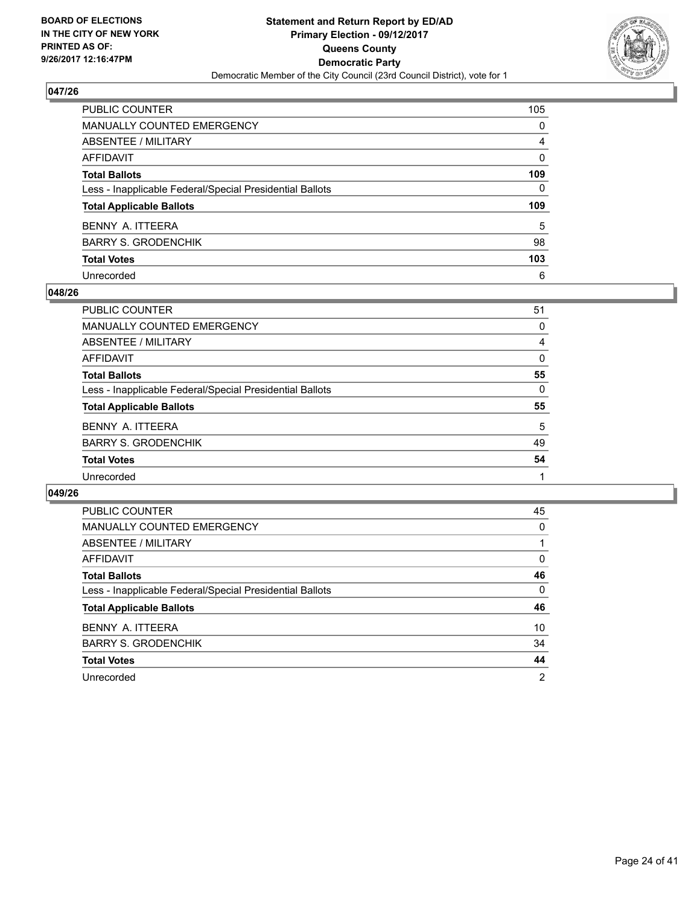**BOARD OF ELECTIONS IN THE CITY OF NEW YORK PRINTED AS OF: 9/26/2017 12:16:47PM**

**Statement and Return Report by ED/AD**
**Primary Election - 09/12/2017**
**Queens County**
**Democratic Party**
Democratic Member of the City Council (23rd Council District), vote for 1

## 047/26

| | |
|---|---|
| PUBLIC COUNTER | 105 |
| MANUALLY COUNTED EMERGENCY | 0 |
| ABSENTEE / MILITARY | 4 |
| AFFIDAVIT | 0 |
| **Total Ballots** | **109** |
| Less - Inapplicable Federal/Special Presidential Ballots | 0 |
| **Total Applicable Ballots** | **109** |
| BENNY A. ITTEERA | 5 |
| BARRY S. GRODENCHIK | 98 |
| **Total Votes** | **103** |
| Unrecorded | 6 |

## 048/26

| | |
|---|---|
| PUBLIC COUNTER | 51 |
| MANUALLY COUNTED EMERGENCY | 0 |
| ABSENTEE / MILITARY | 4 |
| AFFIDAVIT | 0 |
| **Total Ballots** | **55** |
| Less - Inapplicable Federal/Special Presidential Ballots | 0 |
| **Total Applicable Ballots** | **55** |
| BENNY A. ITTEERA | 5 |
| BARRY S. GRODENCHIK | 49 |
| **Total Votes** | **54** |
| Unrecorded | 1 |

## 049/26

| | |
|---|---|
| PUBLIC COUNTER | 45 |
| MANUALLY COUNTED EMERGENCY | 0 |
| ABSENTEE / MILITARY | 1 |
| AFFIDAVIT | 0 |
| **Total Ballots** | **46** |
| Less - Inapplicable Federal/Special Presidential Ballots | 0 |
| **Total Applicable Ballots** | **46** |
| BENNY A. ITTEERA | 10 |
| BARRY S. GRODENCHIK | 34 |
| **Total Votes** | **44** |
| Unrecorded | 2 |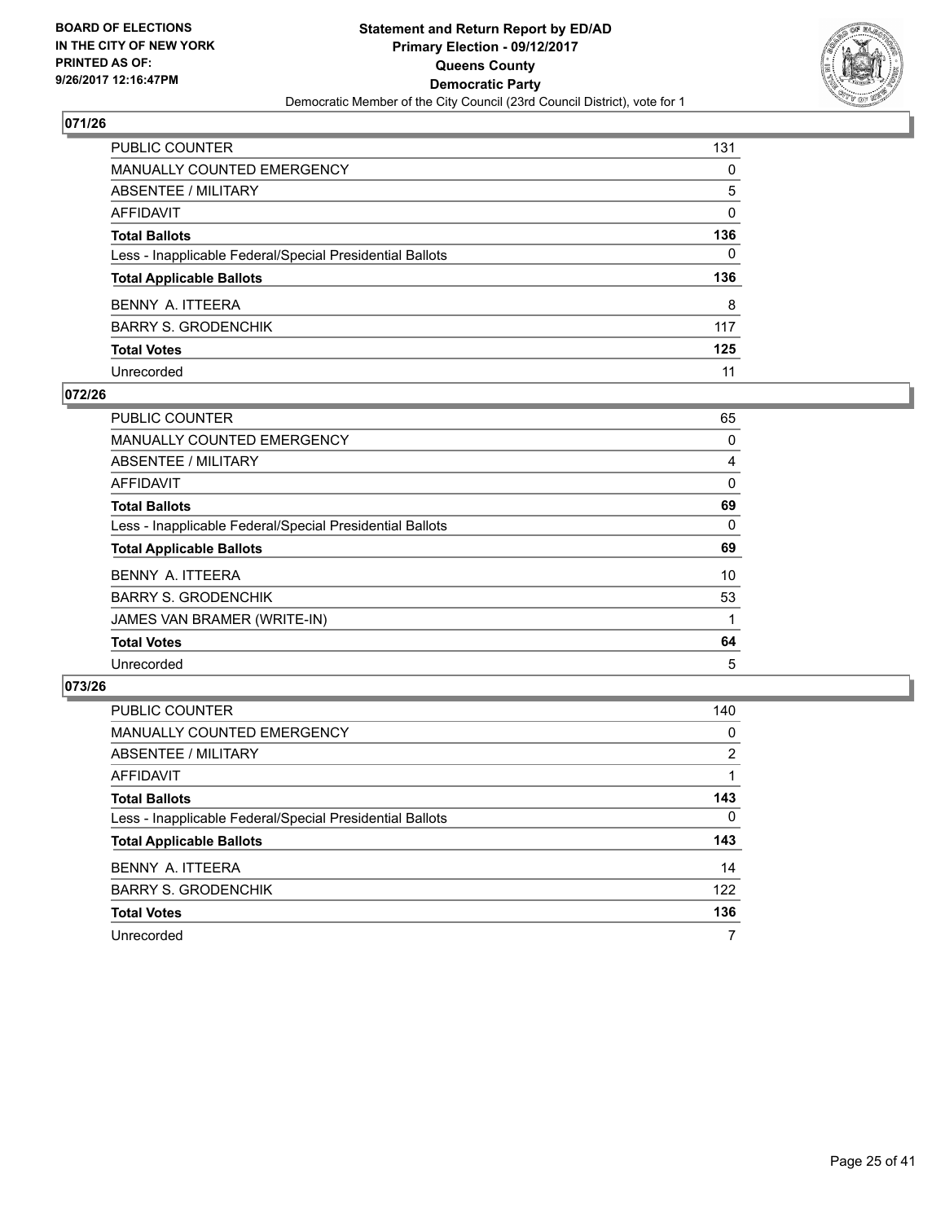BOARD OF ELECTIONS
IN THE CITY OF NEW YORK
PRINTED AS OF:
9/26/2017 12:16:47PM

**Statement and Return Report by ED/AD**
**Primary Election - 09/12/2017**
**Queens County**
**Democratic Party**
Democratic Member of the City Council (23rd Council District), vote for 1

## 071/26

| | |
|---|---|
| PUBLIC COUNTER | 131 |
| MANUALLY COUNTED EMERGENCY | 0 |
| ABSENTEE / MILITARY | 5 |
| AFFIDAVIT | 0 |
| **Total Ballots** | **136** |
| Less - Inapplicable Federal/Special Presidential Ballots | 0 |
| **Total Applicable Ballots** | **136** |
| BENNY A. ITTEERA | 8 |
| BARRY S. GRODENCHIK | 117 |
| **Total Votes** | **125** |
| Unrecorded | 11 |

## 072/26

| | |
|---|---|
| PUBLIC COUNTER | 65 |
| MANUALLY COUNTED EMERGENCY | 0 |
| ABSENTEE / MILITARY | 4 |
| AFFIDAVIT | 0 |
| **Total Ballots** | **69** |
| Less - Inapplicable Federal/Special Presidential Ballots | 0 |
| **Total Applicable Ballots** | **69** |
| BENNY A. ITTEERA | 10 |
| BARRY S. GRODENCHIK | 53 |
| JAMES VAN BRAMER (WRITE-IN) | 1 |
| **Total Votes** | **64** |
| Unrecorded | 5 |

## 073/26

| | |
|---|---|
| PUBLIC COUNTER | 140 |
| MANUALLY COUNTED EMERGENCY | 0 |
| ABSENTEE / MILITARY | 2 |
| AFFIDAVIT | 1 |
| **Total Ballots** | **143** |
| Less - Inapplicable Federal/Special Presidential Ballots | 0 |
| **Total Applicable Ballots** | **143** |
| BENNY A. ITTEERA | 14 |
| BARRY S. GRODENCHIK | 122 |
| **Total Votes** | **136** |
| Unrecorded | 7 |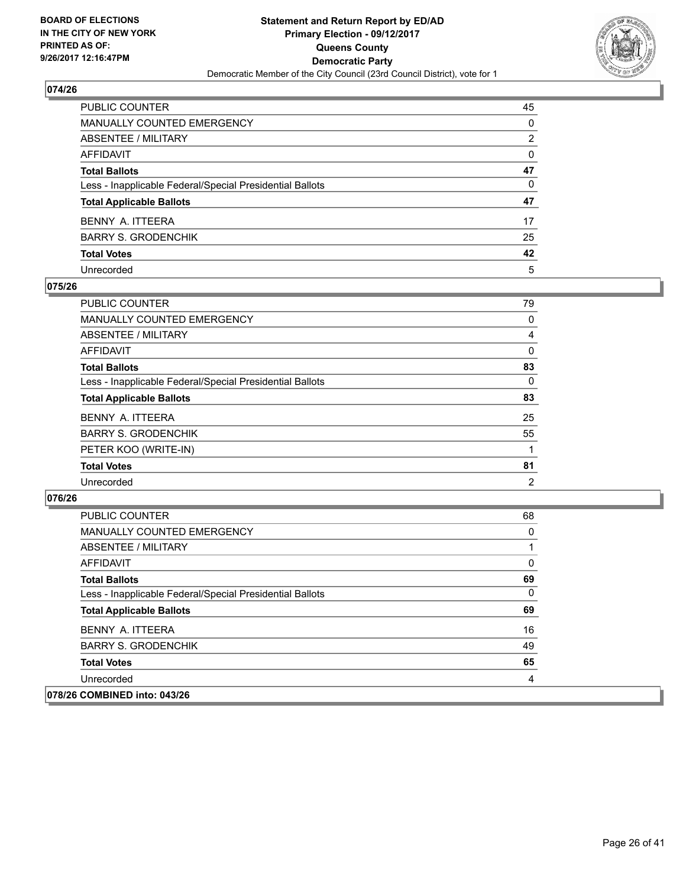**BOARD OF ELECTIONS IN THE CITY OF NEW YORK PRINTED AS OF: 9/26/2017 12:16:47PM**

**Statement and Return Report by ED/AD**
**Primary Election - 09/12/2017**
**Queens County**
**Democratic Party**
Democratic Member of the City Council (23rd Council District), vote for 1

## 074/26

| | |
|---|---|
| PUBLIC COUNTER | 45 |
| MANUALLY COUNTED EMERGENCY | 0 |
| ABSENTEE / MILITARY | 2 |
| AFFIDAVIT | 0 |
| **Total Ballots** | **47** |
| Less - Inapplicable Federal/Special Presidential Ballots | 0 |
| **Total Applicable Ballots** | **47** |
| BENNY A. ITTEERA | 17 |
| BARRY S. GRODENCHIK | 25 |
| **Total Votes** | **42** |
| Unrecorded | 5 |

## 075/26

| | |
|---|---|
| PUBLIC COUNTER | 79 |
| MANUALLY COUNTED EMERGENCY | 0 |
| ABSENTEE / MILITARY | 4 |
| AFFIDAVIT | 0 |
| **Total Ballots** | **83** |
| Less - Inapplicable Federal/Special Presidential Ballots | 0 |
| **Total Applicable Ballots** | **83** |
| BENNY A. ITTEERA | 25 |
| BARRY S. GRODENCHIK | 55 |
| PETER KOO (WRITE-IN) | 1 |
| **Total Votes** | **81** |
| Unrecorded | 2 |

## 076/26

| | |
|---|---|
| PUBLIC COUNTER | 68 |
| MANUALLY COUNTED EMERGENCY | 0 |
| ABSENTEE / MILITARY | 1 |
| AFFIDAVIT | 0 |
| **Total Ballots** | **69** |
| Less - Inapplicable Federal/Special Presidential Ballots | 0 |
| **Total Applicable Ballots** | **69** |
| BENNY A. ITTEERA | 16 |
| BARRY S. GRODENCHIK | 49 |
| **Total Votes** | **65** |
| Unrecorded | 4 |

## 078/26 COMBINED into: 043/26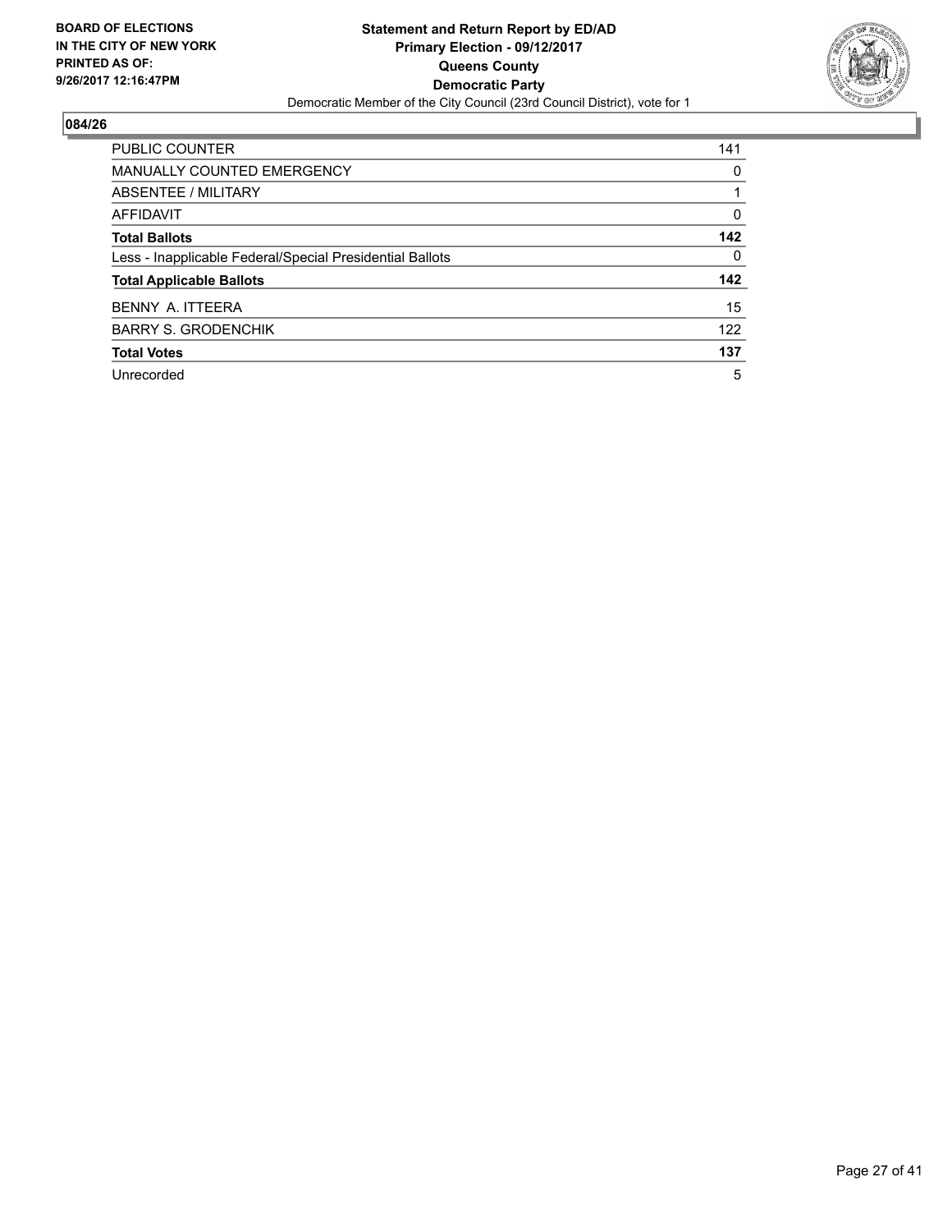**BOARD OF ELECTIONS IN THE CITY OF NEW YORK PRINTED AS OF: 9/26/2017 12:16:47PM**

**Statement and Return Report by ED/AD**
**Primary Election - 09/12/2017**
**Queens County**
**Democratic Party**
Democratic Member of the City Council (23rd Council District), vote for 1

## 084/26

| | |
|---|---|
| PUBLIC COUNTER | 141 |
| MANUALLY COUNTED EMERGENCY | 0 |
| ABSENTEE / MILITARY | 1 |
| AFFIDAVIT | 0 |
| **Total Ballots** | **142** |
| Less - Inapplicable Federal/Special Presidential Ballots | 0 |
| **Total Applicable Ballots** | **142** |
| BENNY A. ITTEERA | 15 |
| BARRY S. GRODENCHIK | 122 |
| **Total Votes** | **137** |
| Unrecorded | 5 |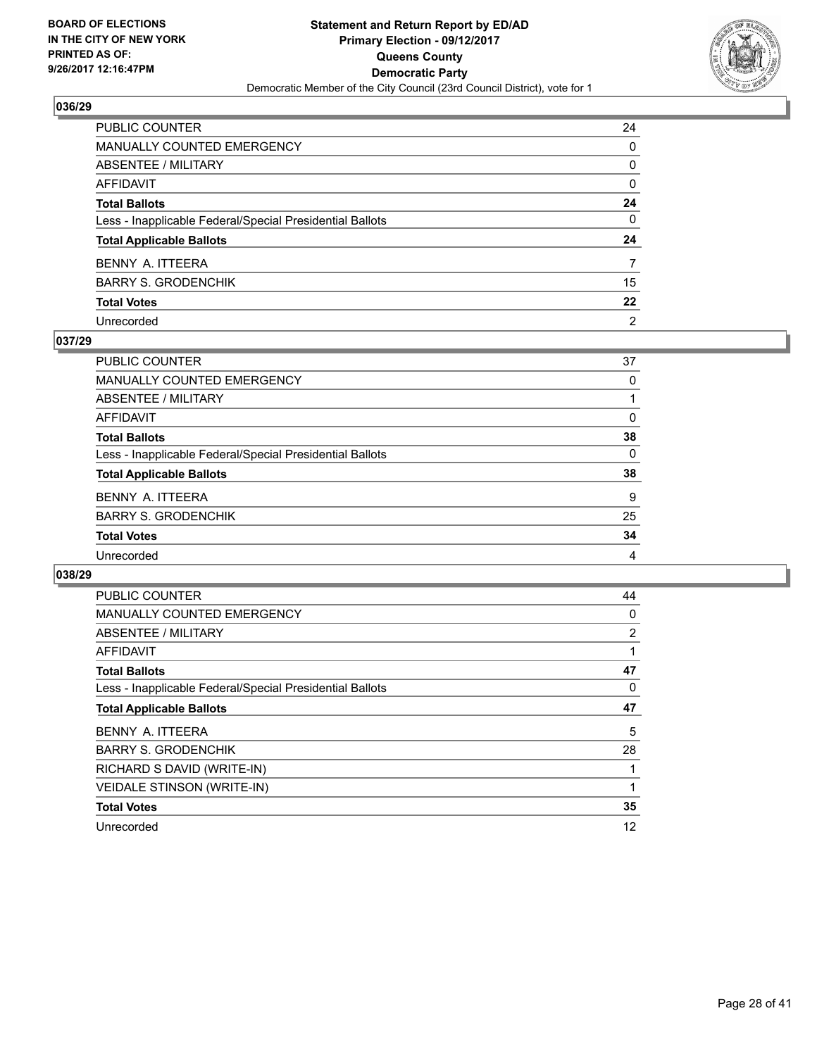**BOARD OF ELECTIONS IN THE CITY OF NEW YORK PRINTED AS OF: 9/26/2017 12:16:47PM**

# Statement and Return Report by ED/AD
## Primary Election - 09/12/2017
## Queens County
## Democratic Party
### Democratic Member of the City Council (23rd Council District), vote for 1

## 036/29

| | |
|---|---|
| PUBLIC COUNTER | 24 |
| MANUALLY COUNTED EMERGENCY | 0 |
| ABSENTEE / MILITARY | 0 |
| AFFIDAVIT | 0 |
| **Total Ballots** | **24** |
| Less - Inapplicable Federal/Special Presidential Ballots | 0 |
| **Total Applicable Ballots** | **24** |
| BENNY A. ITTEERA | 7 |
| BARRY S. GRODENCHIK | 15 |
| **Total Votes** | **22** |
| Unrecorded | 2 |

## 037/29

| | |
|---|---|
| PUBLIC COUNTER | 37 |
| MANUALLY COUNTED EMERGENCY | 0 |
| ABSENTEE / MILITARY | 1 |
| AFFIDAVIT | 0 |
| **Total Ballots** | **38** |
| Less - Inapplicable Federal/Special Presidential Ballots | 0 |
| **Total Applicable Ballots** | **38** |
| BENNY A. ITTEERA | 9 |
| BARRY S. GRODENCHIK | 25 |
| **Total Votes** | **34** |
| Unrecorded | 4 |

## 038/29

| | |
|---|---|
| PUBLIC COUNTER | 44 |
| MANUALLY COUNTED EMERGENCY | 0 |
| ABSENTEE / MILITARY | 2 |
| AFFIDAVIT | 1 |
| **Total Ballots** | **47** |
| Less - Inapplicable Federal/Special Presidential Ballots | 0 |
| **Total Applicable Ballots** | **47** |
| BENNY A. ITTEERA | 5 |
| BARRY S. GRODENCHIK | 28 |
| RICHARD S DAVID (WRITE-IN) | 1 |
| VEIDALE STINSON (WRITE-IN) | 1 |
| **Total Votes** | **35** |
| Unrecorded | 12 |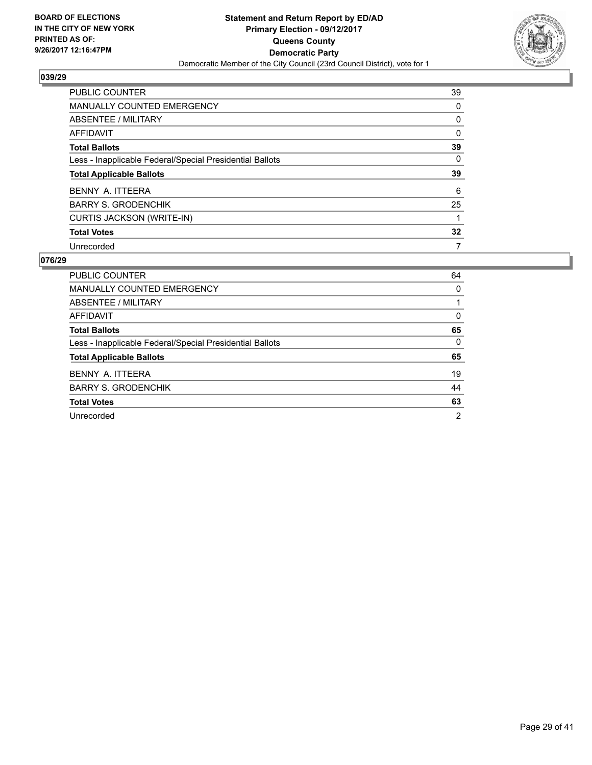## 039/29

| | |
|---|---|
| PUBLIC COUNTER | 39 |
| MANUALLY COUNTED EMERGENCY | 0 |
| ABSENTEE / MILITARY | 0 |
| AFFIDAVIT | 0 |
| **Total Ballots** | **39** |
| Less - Inapplicable Federal/Special Presidential Ballots | 0 |
| **Total Applicable Ballots** | **39** |
| BENNY A. ITTEERA | 6 |
| BARRY S. GRODENCHIK | 25 |
| CURTIS JACKSON (WRITE-IN) | 1 |
| **Total Votes** | **32** |
| Unrecorded | 7 |

## 076/29

| | |
|---|---|
| PUBLIC COUNTER | 64 |
| MANUALLY COUNTED EMERGENCY | 0 |
| ABSENTEE / MILITARY | 1 |
| AFFIDAVIT | 0 |
| **Total Ballots** | **65** |
| Less - Inapplicable Federal/Special Presidential Ballots | 0 |
| **Total Applicable Ballots** | **65** |
| BENNY A. ITTEERA | 19 |
| BARRY S. GRODENCHIK | 44 |
| **Total Votes** | **63** |
| Unrecorded | 2 |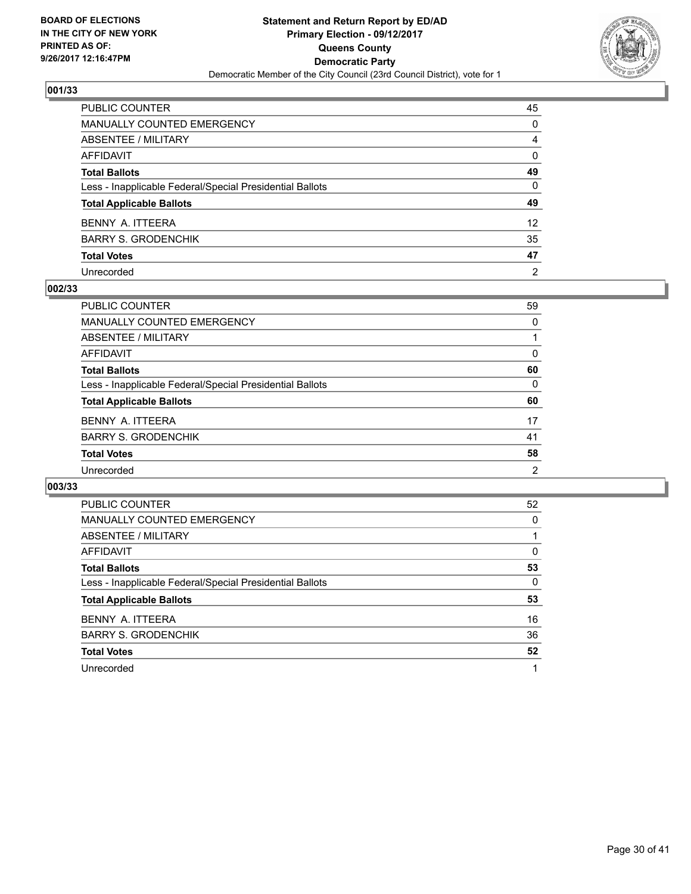BOARD OF ELECTIONS
IN THE CITY OF NEW YORK
PRINTED AS OF:
9/26/2017 12:16:47PM

**Statement and Return Report by ED/AD**
**Primary Election - 09/12/2017**
**Queens County**
**Democratic Party**
Democratic Member of the City Council (23rd Council District), vote for 1

### 001/33

| | |
|---|---|
| PUBLIC COUNTER | 45 |
| MANUALLY COUNTED EMERGENCY | 0 |
| ABSENTEE / MILITARY | 4 |
| AFFIDAVIT | 0 |
| **Total Ballots** | **49** |
| Less - Inapplicable Federal/Special Presidential Ballots | 0 |
| **Total Applicable Ballots** | **49** |
| BENNY A. ITTEERA | 12 |
| BARRY S. GRODENCHIK | 35 |
| **Total Votes** | **47** |
| Unrecorded | 2 |

### 002/33

| | |
|---|---|
| PUBLIC COUNTER | 59 |
| MANUALLY COUNTED EMERGENCY | 0 |
| ABSENTEE / MILITARY | 1 |
| AFFIDAVIT | 0 |
| **Total Ballots** | **60** |
| Less - Inapplicable Federal/Special Presidential Ballots | 0 |
| **Total Applicable Ballots** | **60** |
| BENNY A. ITTEERA | 17 |
| BARRY S. GRODENCHIK | 41 |
| **Total Votes** | **58** |
| Unrecorded | 2 |

### 003/33

| | |
|---|---|
| PUBLIC COUNTER | 52 |
| MANUALLY COUNTED EMERGENCY | 0 |
| ABSENTEE / MILITARY | 1 |
| AFFIDAVIT | 0 |
| **Total Ballots** | **53** |
| Less - Inapplicable Federal/Special Presidential Ballots | 0 |
| **Total Applicable Ballots** | **53** |
| BENNY A. ITTEERA | 16 |
| BARRY S. GRODENCHIK | 36 |
| **Total Votes** | **52** |
| Unrecorded | 1 |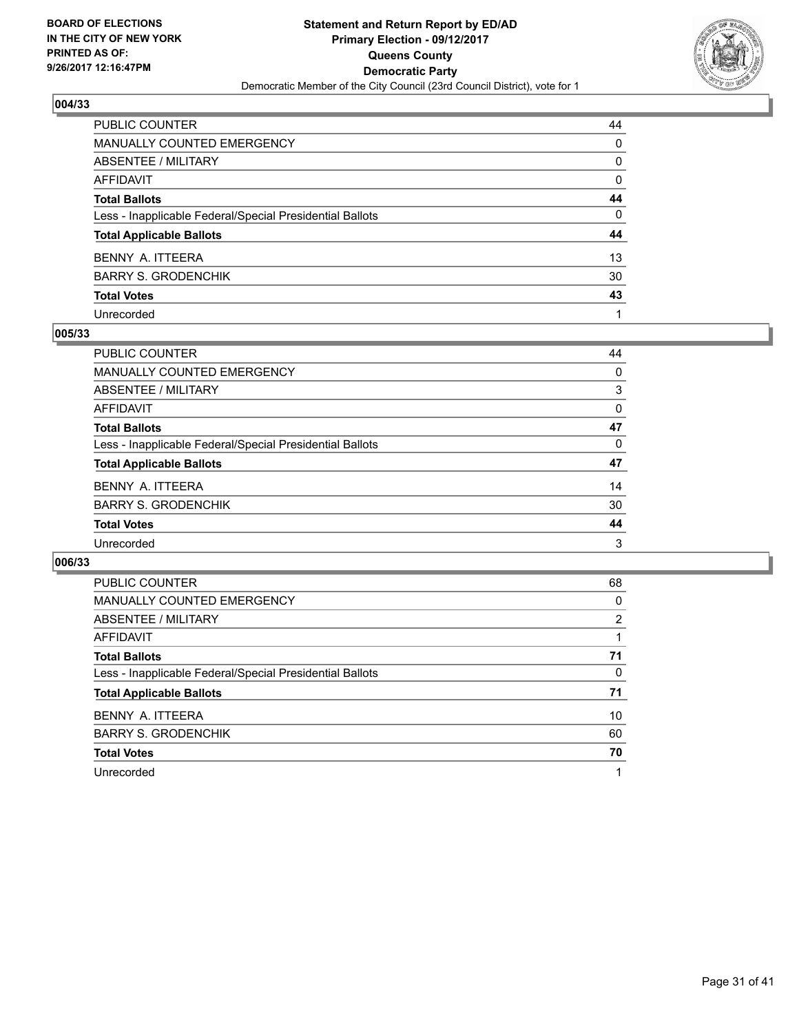BOARD OF ELECTIONS
IN THE CITY OF NEW YORK
PRINTED AS OF:
9/26/2017 12:16:47PM

**Statement and Return Report by ED/AD**
**Primary Election - 09/12/2017**
**Queens County**
**Democratic Party**
Democratic Member of the City Council (23rd Council District), vote for 1

### 004/33

| | |
|---|---|
| PUBLIC COUNTER | 44 |
| MANUALLY COUNTED EMERGENCY | 0 |
| ABSENTEE / MILITARY | 0 |
| AFFIDAVIT | 0 |
| **Total Ballots** | **44** |
| Less - Inapplicable Federal/Special Presidential Ballots | 0 |
| **Total Applicable Ballots** | **44** |
| BENNY A. ITTEERA | 13 |
| BARRY S. GRODENCHIK | 30 |
| **Total Votes** | **43** |
| Unrecorded | 1 |

### 005/33

| | |
|---|---|
| PUBLIC COUNTER | 44 |
| MANUALLY COUNTED EMERGENCY | 0 |
| ABSENTEE / MILITARY | 3 |
| AFFIDAVIT | 0 |
| **Total Ballots** | **47** |
| Less - Inapplicable Federal/Special Presidential Ballots | 0 |
| **Total Applicable Ballots** | **47** |
| BENNY A. ITTEERA | 14 |
| BARRY S. GRODENCHIK | 30 |
| **Total Votes** | **44** |
| Unrecorded | 3 |

### 006/33

| | |
|---|---|
| PUBLIC COUNTER | 68 |
| MANUALLY COUNTED EMERGENCY | 0 |
| ABSENTEE / MILITARY | 2 |
| AFFIDAVIT | 1 |
| **Total Ballots** | **71** |
| Less - Inapplicable Federal/Special Presidential Ballots | 0 |
| **Total Applicable Ballots** | **71** |
| BENNY A. ITTEERA | 10 |
| BARRY S. GRODENCHIK | 60 |
| **Total Votes** | **70** |
| Unrecorded | 1 |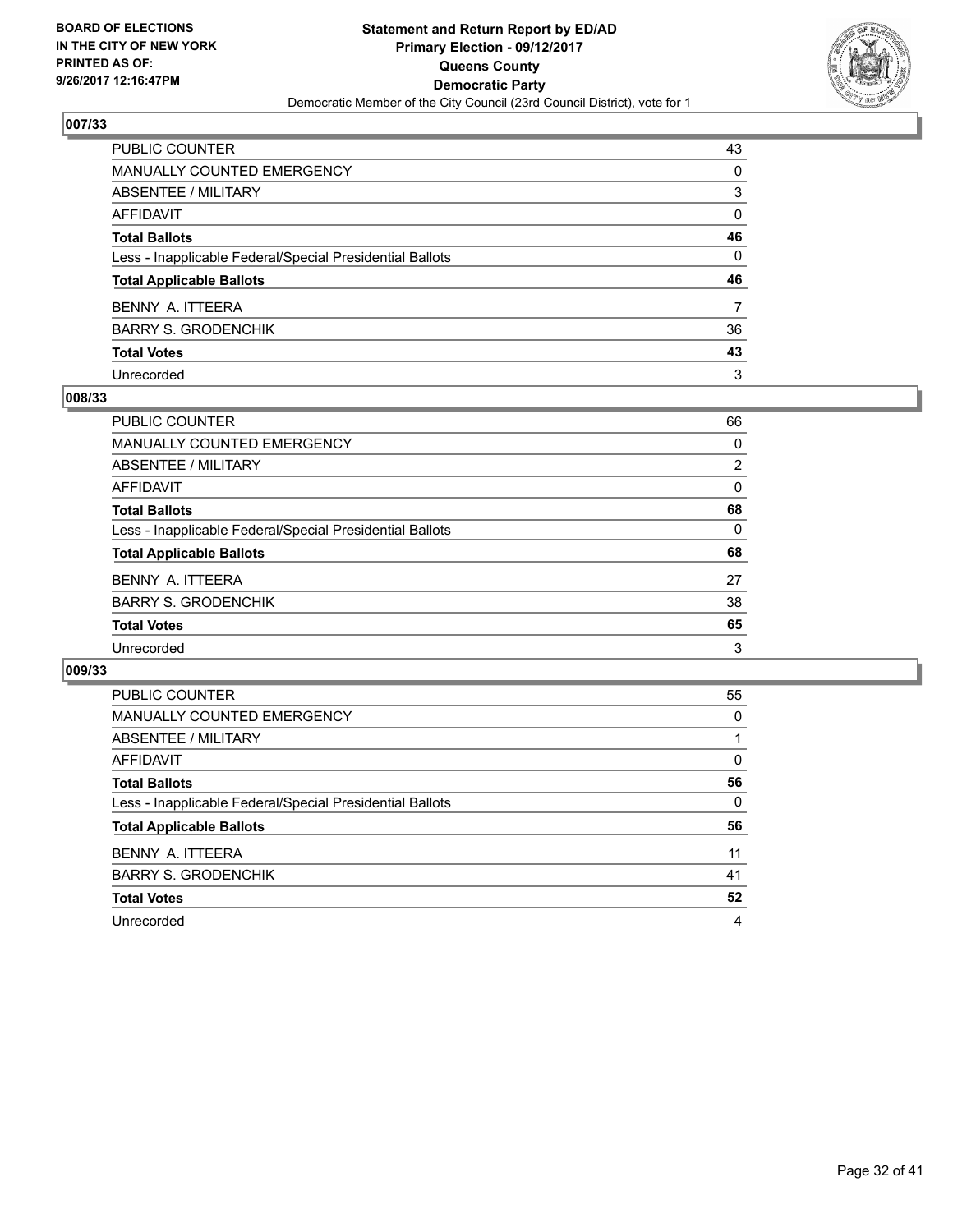**BOARD OF ELECTIONS IN THE CITY OF NEW YORK PRINTED AS OF: 9/26/2017 12:16:47PM**

**Statement and Return Report by ED/AD Primary Election - 09/12/2017 Queens County Democratic Party**

Democratic Member of the City Council (23rd Council District), vote for 1

## 007/33

| | |
|---|---|
| PUBLIC COUNTER | 43 |
| MANUALLY COUNTED EMERGENCY | 0 |
| ABSENTEE / MILITARY | 3 |
| AFFIDAVIT | 0 |
| **Total Ballots** | **46** |
| Less - Inapplicable Federal/Special Presidential Ballots | 0 |
| **Total Applicable Ballots** | **46** |
| BENNY A. ITTEERA | 7 |
| BARRY S. GRODENCHIK | 36 |
| **Total Votes** | **43** |
| Unrecorded | 3 |

## 008/33

| | |
|---|---|
| PUBLIC COUNTER | 66 |
| MANUALLY COUNTED EMERGENCY | 0 |
| ABSENTEE / MILITARY | 2 |
| AFFIDAVIT | 0 |
| **Total Ballots** | **68** |
| Less - Inapplicable Federal/Special Presidential Ballots | 0 |
| **Total Applicable Ballots** | **68** |
| BENNY A. ITTEERA | 27 |
| BARRY S. GRODENCHIK | 38 |
| **Total Votes** | **65** |
| Unrecorded | 3 |

## 009/33

| | |
|---|---|
| PUBLIC COUNTER | 55 |
| MANUALLY COUNTED EMERGENCY | 0 |
| ABSENTEE / MILITARY | 1 |
| AFFIDAVIT | 0 |
| **Total Ballots** | **56** |
| Less - Inapplicable Federal/Special Presidential Ballots | 0 |
| **Total Applicable Ballots** | **56** |
| BENNY A. ITTEERA | 11 |
| BARRY S. GRODENCHIK | 41 |
| **Total Votes** | **52** |
| Unrecorded | 4 |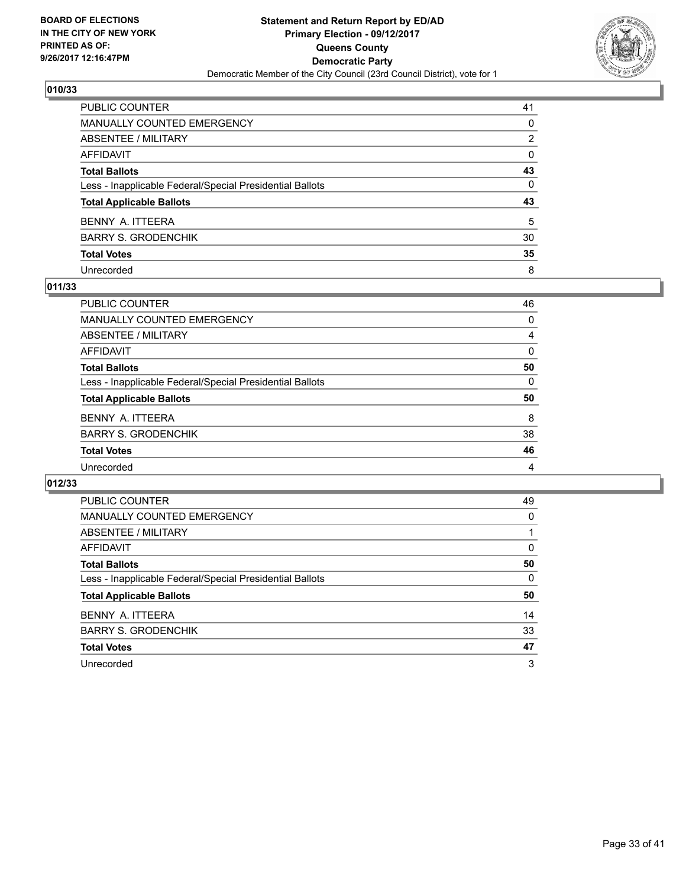**BOARD OF ELECTIONS IN THE CITY OF NEW YORK PRINTED AS OF: 9/26/2017 12:16:47PM**

**Statement and Return Report by ED/AD**
**Primary Election - 09/12/2017**
**Queens County**
**Democratic Party**
Democratic Member of the City Council (23rd Council District), vote for 1

### 010/33

| | |
|---|---|
| PUBLIC COUNTER | 41 |
| MANUALLY COUNTED EMERGENCY | 0 |
| ABSENTEE / MILITARY | 2 |
| AFFIDAVIT | 0 |
| **Total Ballots** | **43** |
| Less - Inapplicable Federal/Special Presidential Ballots | 0 |
| **Total Applicable Ballots** | **43** |
| BENNY A. ITTEERA | 5 |
| BARRY S. GRODENCHIK | 30 |
| **Total Votes** | **35** |
| Unrecorded | 8 |

### 011/33

| | |
|---|---|
| PUBLIC COUNTER | 46 |
| MANUALLY COUNTED EMERGENCY | 0 |
| ABSENTEE / MILITARY | 4 |
| AFFIDAVIT | 0 |
| **Total Ballots** | **50** |
| Less - Inapplicable Federal/Special Presidential Ballots | 0 |
| **Total Applicable Ballots** | **50** |
| BENNY A. ITTEERA | 8 |
| BARRY S. GRODENCHIK | 38 |
| **Total Votes** | **46** |
| Unrecorded | 4 |

### 012/33

| | |
|---|---|
| PUBLIC COUNTER | 49 |
| MANUALLY COUNTED EMERGENCY | 0 |
| ABSENTEE / MILITARY | 1 |
| AFFIDAVIT | 0 |
| **Total Ballots** | **50** |
| Less - Inapplicable Federal/Special Presidential Ballots | 0 |
| **Total Applicable Ballots** | **50** |
| BENNY A. ITTEERA | 14 |
| BARRY S. GRODENCHIK | 33 |
| **Total Votes** | **47** |
| Unrecorded | 3 |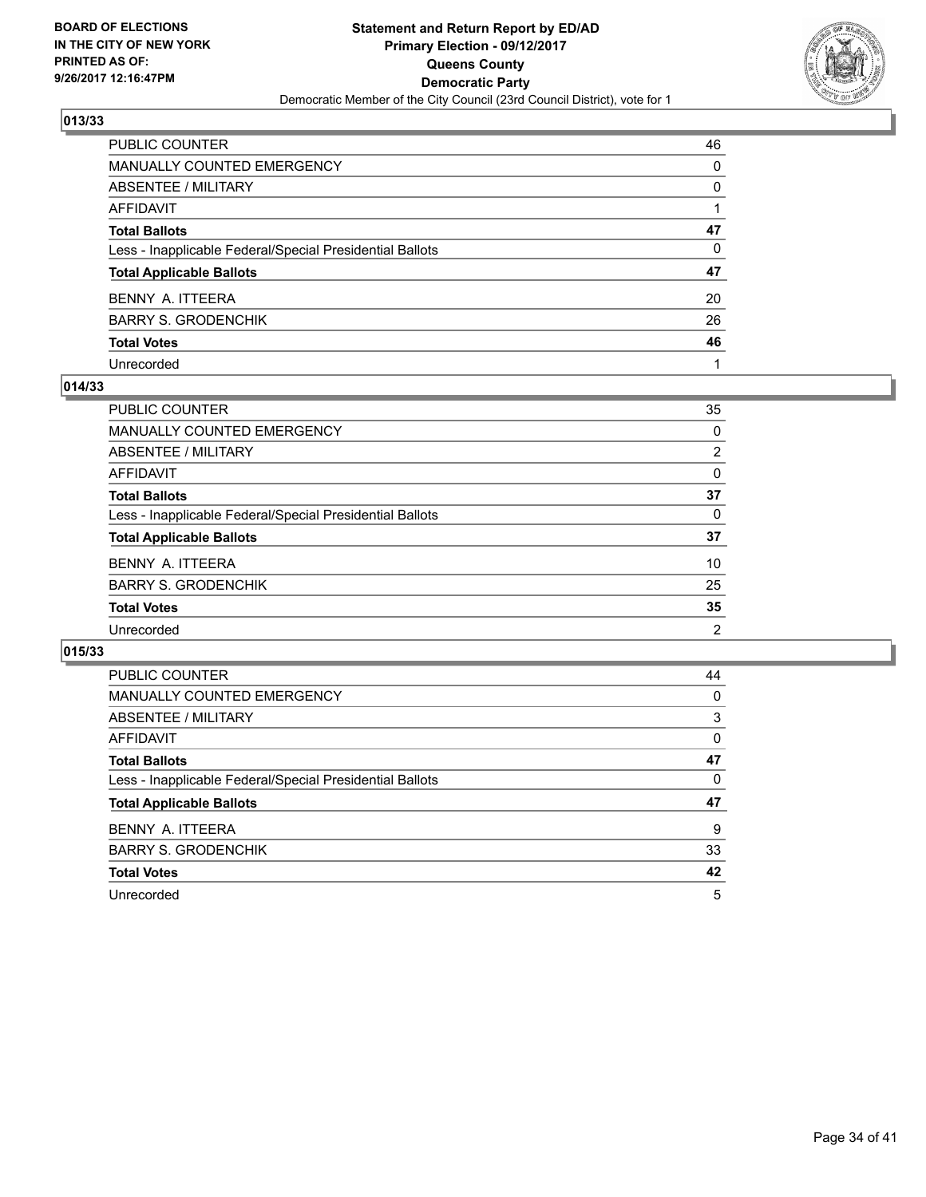**BOARD OF ELECTIONS**
**IN THE CITY OF NEW YORK**
**PRINTED AS OF:**
**9/26/2017 12:16:47PM**

**Statement and Return Report by ED/AD**
**Primary Election - 09/12/2017**
**Queens County**
**Democratic Party**
Democratic Member of the City Council (23rd Council District), vote for 1

### 013/33

| | |
|---|---|
| PUBLIC COUNTER | 46 |
| MANUALLY COUNTED EMERGENCY | 0 |
| ABSENTEE / MILITARY | 0 |
| AFFIDAVIT | 1 |
| **Total Ballots** | **47** |
| Less - Inapplicable Federal/Special Presidential Ballots | 0 |
| **Total Applicable Ballots** | **47** |
| BENNY A. ITTEERA | 20 |
| BARRY S. GRODENCHIK | 26 |
| **Total Votes** | **46** |
| Unrecorded | 1 |

### 014/33

| | |
|---|---|
| PUBLIC COUNTER | 35 |
| MANUALLY COUNTED EMERGENCY | 0 |
| ABSENTEE / MILITARY | 2 |
| AFFIDAVIT | 0 |
| **Total Ballots** | **37** |
| Less - Inapplicable Federal/Special Presidential Ballots | 0 |
| **Total Applicable Ballots** | **37** |
| BENNY A. ITTEERA | 10 |
| BARRY S. GRODENCHIK | 25 |
| **Total Votes** | **35** |
| Unrecorded | 2 |

### 015/33

| | |
|---|---|
| PUBLIC COUNTER | 44 |
| MANUALLY COUNTED EMERGENCY | 0 |
| ABSENTEE / MILITARY | 3 |
| AFFIDAVIT | 0 |
| **Total Ballots** | **47** |
| Less - Inapplicable Federal/Special Presidential Ballots | 0 |
| **Total Applicable Ballots** | **47** |
| BENNY A. ITTEERA | 9 |
| BARRY S. GRODENCHIK | 33 |
| **Total Votes** | **42** |
| Unrecorded | 5 |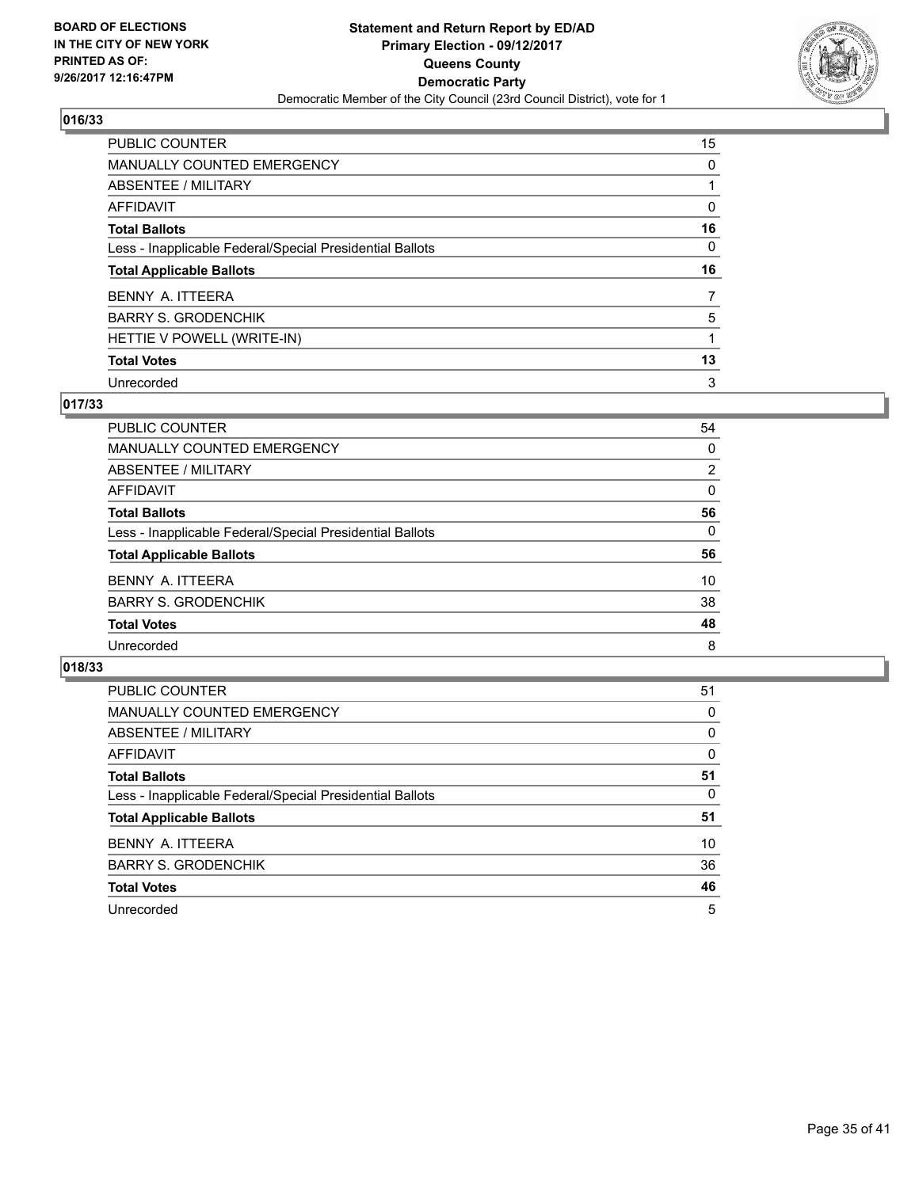**BOARD OF ELECTIONS IN THE CITY OF NEW YORK PRINTED AS OF: 9/26/2017 12:16:47PM**

**Statement and Return Report by ED/AD Primary Election - 09/12/2017 Queens County Democratic Party**

Democratic Member of the City Council (23rd Council District), vote for 1

### 016/33

| | |
|---|---|
| PUBLIC COUNTER | 15 |
| MANUALLY COUNTED EMERGENCY | 0 |
| ABSENTEE / MILITARY | 1 |
| AFFIDAVIT | 0 |
| **Total Ballots** | **16** |
| Less - Inapplicable Federal/Special Presidential Ballots | 0 |
| **Total Applicable Ballots** | **16** |
| BENNY A. ITTEERA | 7 |
| BARRY S. GRODENCHIK | 5 |
| HETTIE V POWELL (WRITE-IN) | 1 |
| **Total Votes** | **13** |
| Unrecorded | 3 |

### 017/33

| | |
|---|---|
| PUBLIC COUNTER | 54 |
| MANUALLY COUNTED EMERGENCY | 0 |
| ABSENTEE / MILITARY | 2 |
| AFFIDAVIT | 0 |
| **Total Ballots** | **56** |
| Less - Inapplicable Federal/Special Presidential Ballots | 0 |
| **Total Applicable Ballots** | **56** |
| BENNY A. ITTEERA | 10 |
| BARRY S. GRODENCHIK | 38 |
| **Total Votes** | **48** |
| Unrecorded | 8 |

### 018/33

| | |
|---|---|
| PUBLIC COUNTER | 51 |
| MANUALLY COUNTED EMERGENCY | 0 |
| ABSENTEE / MILITARY | 0 |
| AFFIDAVIT | 0 |
| **Total Ballots** | **51** |
| Less - Inapplicable Federal/Special Presidential Ballots | 0 |
| **Total Applicable Ballots** | **51** |
| BENNY A. ITTEERA | 10 |
| BARRY S. GRODENCHIK | 36 |
| **Total Votes** | **46** |
| Unrecorded | 5 |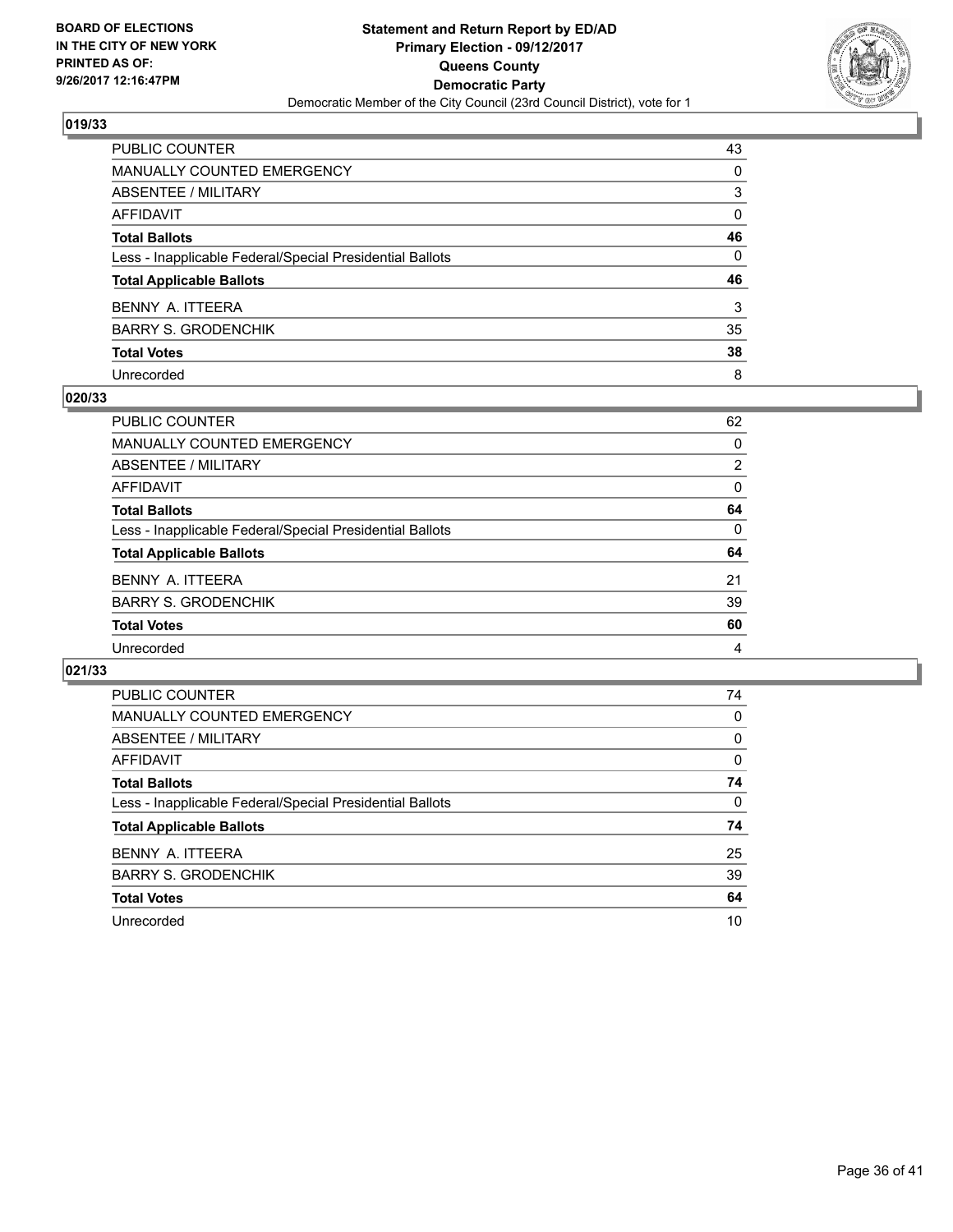## 019/33

| | |
|---|---|
| PUBLIC COUNTER | 43 |
| MANUALLY COUNTED EMERGENCY | 0 |
| ABSENTEE / MILITARY | 3 |
| AFFIDAVIT | 0 |
| **Total Ballots** | **46** |
| Less - Inapplicable Federal/Special Presidential Ballots | 0 |
| **Total Applicable Ballots** | **46** |
| BENNY A. ITTEERA | 3 |
| BARRY S. GRODENCHIK | 35 |
| **Total Votes** | **38** |
| Unrecorded | 8 |

## 020/33

| | |
|---|---|
| PUBLIC COUNTER | 62 |
| MANUALLY COUNTED EMERGENCY | 0 |
| ABSENTEE / MILITARY | 2 |
| AFFIDAVIT | 0 |
| **Total Ballots** | **64** |
| Less - Inapplicable Federal/Special Presidential Ballots | 0 |
| **Total Applicable Ballots** | **64** |
| BENNY A. ITTEERA | 21 |
| BARRY S. GRODENCHIK | 39 |
| **Total Votes** | **60** |
| Unrecorded | 4 |

## 021/33

| | |
|---|---|
| PUBLIC COUNTER | 74 |
| MANUALLY COUNTED EMERGENCY | 0 |
| ABSENTEE / MILITARY | 0 |
| AFFIDAVIT | 0 |
| **Total Ballots** | **74** |
| Less - Inapplicable Federal/Special Presidential Ballots | 0 |
| **Total Applicable Ballots** | **74** |
| BENNY A. ITTEERA | 25 |
| BARRY S. GRODENCHIK | 39 |
| **Total Votes** | **64** |
| Unrecorded | 10 |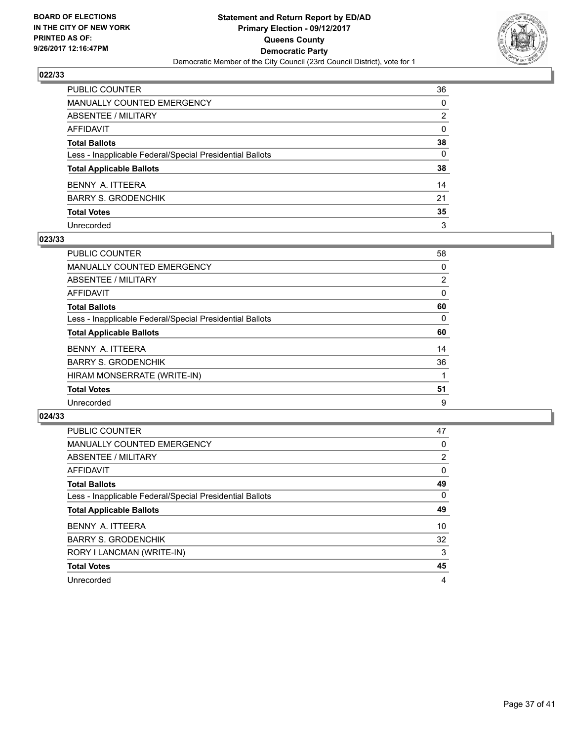**BOARD OF ELECTIONS IN THE CITY OF NEW YORK PRINTED AS OF: 9/26/2017 12:16:47PM**

# Statement and Return Report by ED/AD
## Primary Election - 09/12/2017
## Queens County
## Democratic Party
### Democratic Member of the City Council (23rd Council District), vote for 1

**022/33**

| | |
|---|---|
| PUBLIC COUNTER | 36 |
| MANUALLY COUNTED EMERGENCY | 0 |
| ABSENTEE / MILITARY | 2 |
| AFFIDAVIT | 0 |
| **Total Ballots** | **38** |
| Less - Inapplicable Federal/Special Presidential Ballots | 0 |
| **Total Applicable Ballots** | **38** |
| BENNY A. ITTEERA | 14 |
| BARRY S. GRODENCHIK | 21 |
| **Total Votes** | **35** |
| Unrecorded | 3 |

**023/33**

| | |
|---|---|
| PUBLIC COUNTER | 58 |
| MANUALLY COUNTED EMERGENCY | 0 |
| ABSENTEE / MILITARY | 2 |
| AFFIDAVIT | 0 |
| **Total Ballots** | **60** |
| Less - Inapplicable Federal/Special Presidential Ballots | 0 |
| **Total Applicable Ballots** | **60** |
| BENNY A. ITTEERA | 14 |
| BARRY S. GRODENCHIK | 36 |
| HIRAM MONSERRATE (WRITE-IN) | 1 |
| **Total Votes** | **51** |
| Unrecorded | 9 |

**024/33**

| | |
|---|---|
| PUBLIC COUNTER | 47 |
| MANUALLY COUNTED EMERGENCY | 0 |
| ABSENTEE / MILITARY | 2 |
| AFFIDAVIT | 0 |
| **Total Ballots** | **49** |
| Less - Inapplicable Federal/Special Presidential Ballots | 0 |
| **Total Applicable Ballots** | **49** |
| BENNY A. ITTEERA | 10 |
| BARRY S. GRODENCHIK | 32 |
| RORY I LANCMAN (WRITE-IN) | 3 |
| **Total Votes** | **45** |
| Unrecorded | 4 |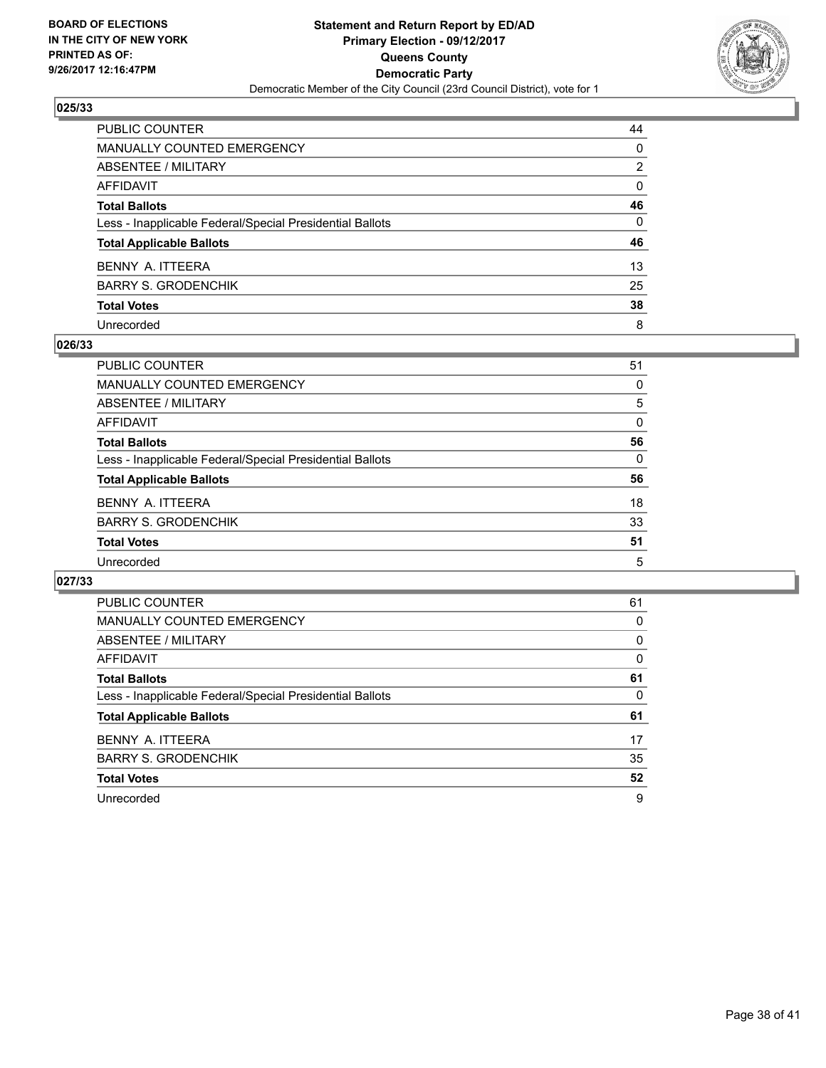**BOARD OF ELECTIONS IN THE CITY OF NEW YORK PRINTED AS OF: 9/26/2017 12:16:47PM**

# Statement and Return Report by ED/AD
## Primary Election - 09/12/2017
## Queens County
## Democratic Party
### Democratic Member of the City Council (23rd Council District), vote for 1

**025/33**

| | |
|---|---|
| PUBLIC COUNTER | 44 |
| MANUALLY COUNTED EMERGENCY | 0 |
| ABSENTEE / MILITARY | 2 |
| AFFIDAVIT | 0 |
| **Total Ballots** | **46** |
| Less - Inapplicable Federal/Special Presidential Ballots | 0 |
| **Total Applicable Ballots** | **46** |
| BENNY A. ITTEERA | 13 |
| BARRY S. GRODENCHIK | 25 |
| **Total Votes** | **38** |
| Unrecorded | 8 |

**026/33**

| | |
|---|---|
| PUBLIC COUNTER | 51 |
| MANUALLY COUNTED EMERGENCY | 0 |
| ABSENTEE / MILITARY | 5 |
| AFFIDAVIT | 0 |
| **Total Ballots** | **56** |
| Less - Inapplicable Federal/Special Presidential Ballots | 0 |
| **Total Applicable Ballots** | **56** |
| BENNY A. ITTEERA | 18 |
| BARRY S. GRODENCHIK | 33 |
| **Total Votes** | **51** |
| Unrecorded | 5 |

**027/33**

| | |
|---|---|
| PUBLIC COUNTER | 61 |
| MANUALLY COUNTED EMERGENCY | 0 |
| ABSENTEE / MILITARY | 0 |
| AFFIDAVIT | 0 |
| **Total Ballots** | **61** |
| Less - Inapplicable Federal/Special Presidential Ballots | 0 |
| **Total Applicable Ballots** | **61** |
| BENNY A. ITTEERA | 17 |
| BARRY S. GRODENCHIK | 35 |
| **Total Votes** | **52** |
| Unrecorded | 9 |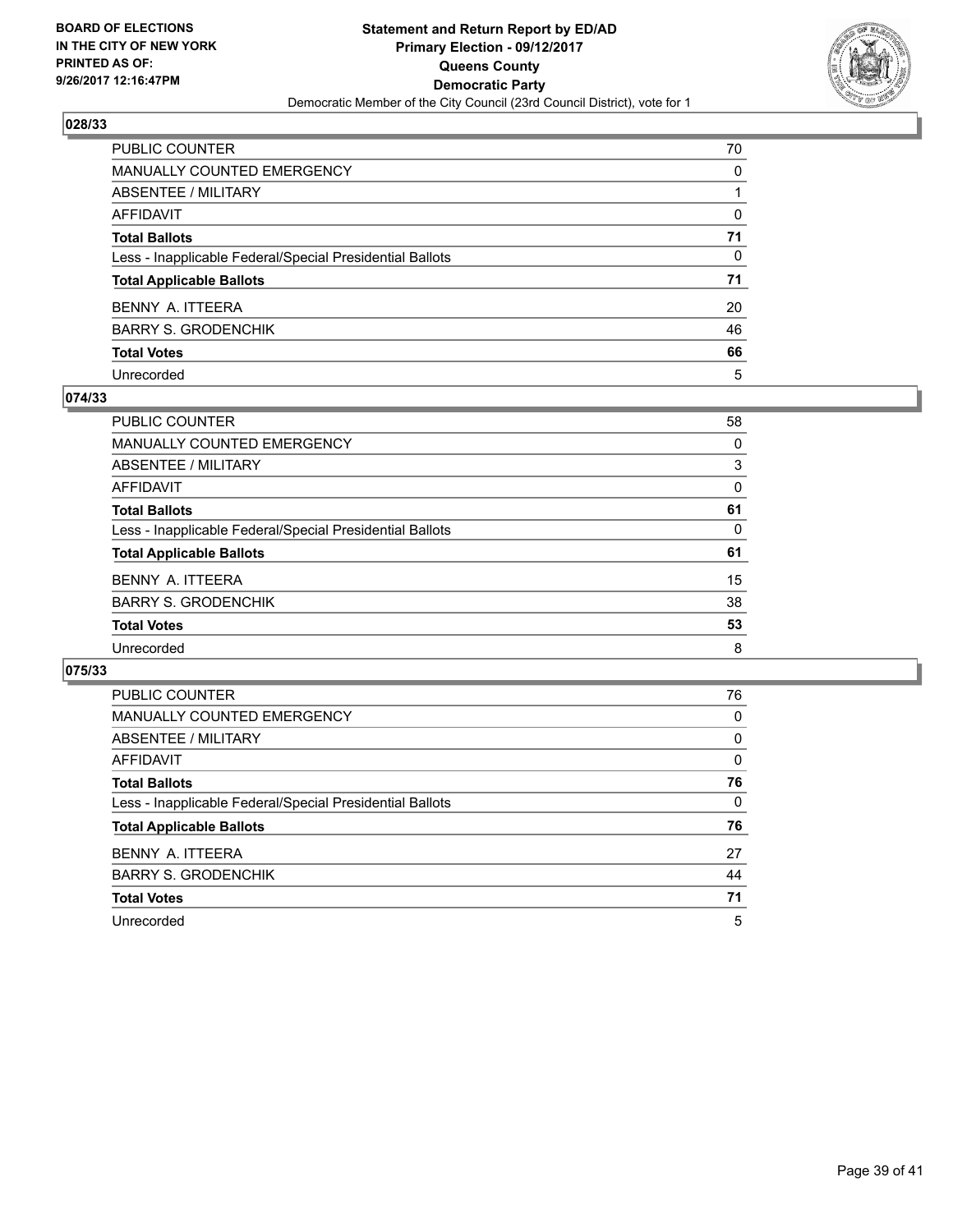BOARD OF ELECTIONS
IN THE CITY OF NEW YORK
PRINTED AS OF:
9/26/2017 12:16:47PM

**Statement and Return Report by ED/AD**
**Primary Election - 09/12/2017**
**Queens County**
**Democratic Party**
Democratic Member of the City Council (23rd Council District), vote for 1

### 028/33

| | |
|---|---|
| PUBLIC COUNTER | 70 |
| MANUALLY COUNTED EMERGENCY | 0 |
| ABSENTEE / MILITARY | 1 |
| AFFIDAVIT | 0 |
| **Total Ballots** | **71** |
| Less - Inapplicable Federal/Special Presidential Ballots | 0 |
| **Total Applicable Ballots** | **71** |
| BENNY A. ITTEERA | 20 |
| BARRY S. GRODENCHIK | 46 |
| **Total Votes** | **66** |
| Unrecorded | 5 |

### 074/33

| | |
|---|---|
| PUBLIC COUNTER | 58 |
| MANUALLY COUNTED EMERGENCY | 0 |
| ABSENTEE / MILITARY | 3 |
| AFFIDAVIT | 0 |
| **Total Ballots** | **61** |
| Less - Inapplicable Federal/Special Presidential Ballots | 0 |
| **Total Applicable Ballots** | **61** |
| BENNY A. ITTEERA | 15 |
| BARRY S. GRODENCHIK | 38 |
| **Total Votes** | **53** |
| Unrecorded | 8 |

### 075/33

| | |
|---|---|
| PUBLIC COUNTER | 76 |
| MANUALLY COUNTED EMERGENCY | 0 |
| ABSENTEE / MILITARY | 0 |
| AFFIDAVIT | 0 |
| **Total Ballots** | **76** |
| Less - Inapplicable Federal/Special Presidential Ballots | 0 |
| **Total Applicable Ballots** | **76** |
| BENNY A. ITTEERA | 27 |
| BARRY S. GRODENCHIK | 44 |
| **Total Votes** | **71** |
| Unrecorded | 5 |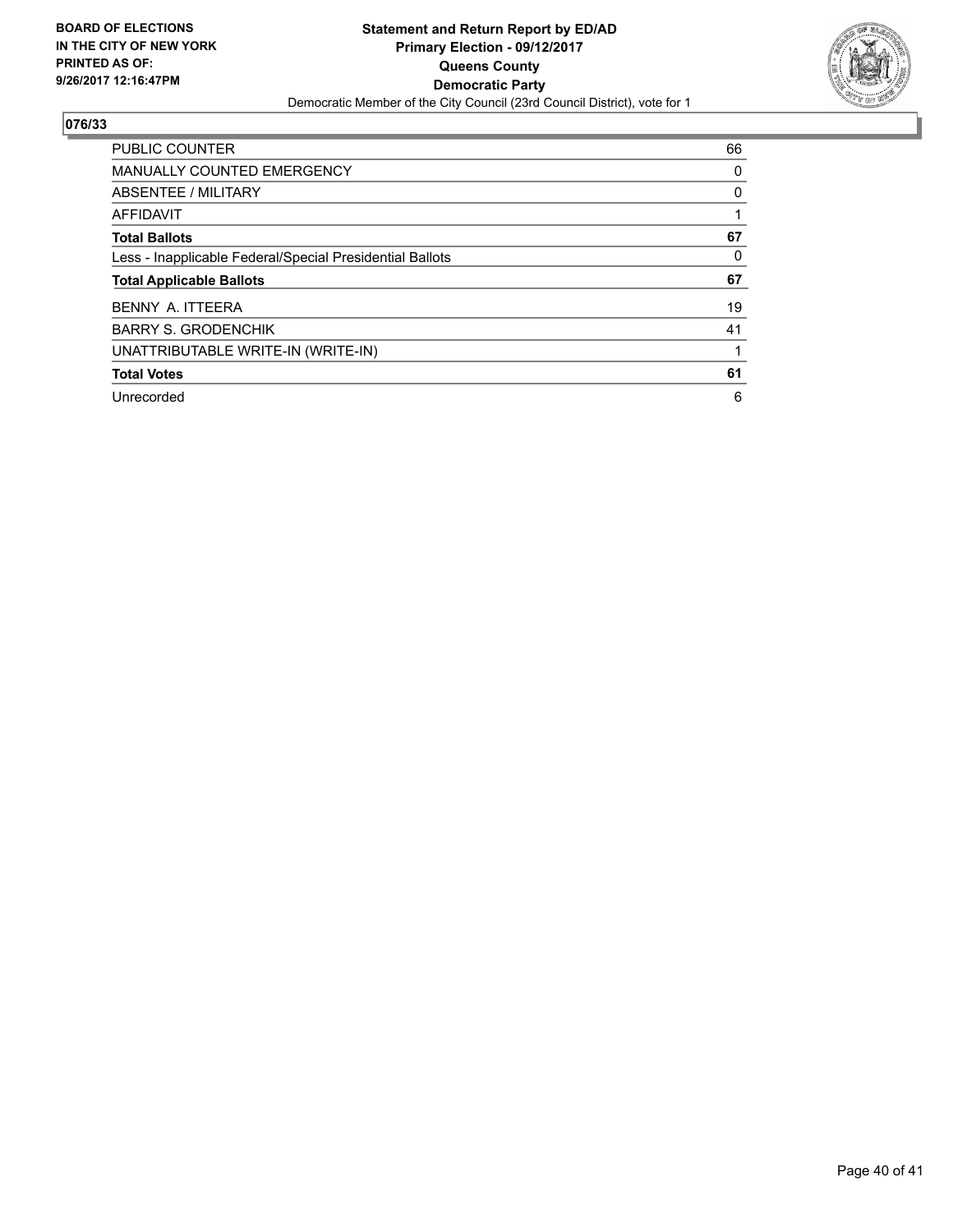**BOARD OF ELECTIONS**
**IN THE CITY OF NEW YORK**
**PRINTED AS OF:**
**9/26/2017 12:16:47PM**

**Statement and Return Report by ED/AD**
**Primary Election - 09/12/2017**
**Queens County**
**Democratic Party**
Democratic Member of the City Council (23rd Council District), vote for 1

## 076/33

| | |
|---|---|
| PUBLIC COUNTER | 66 |
| MANUALLY COUNTED EMERGENCY | 0 |
| ABSENTEE / MILITARY | 0 |
| AFFIDAVIT | 1 |
| **Total Ballots** | **67** |
| Less - Inapplicable Federal/Special Presidential Ballots | 0 |
| **Total Applicable Ballots** | **67** |
| BENNY A. ITTEERA | 19 |
| BARRY S. GRODENCHIK | 41 |
| UNATTRIBUTABLE WRITE-IN (WRITE-IN) | 1 |
| **Total Votes** | **61** |
| Unrecorded | 6 |